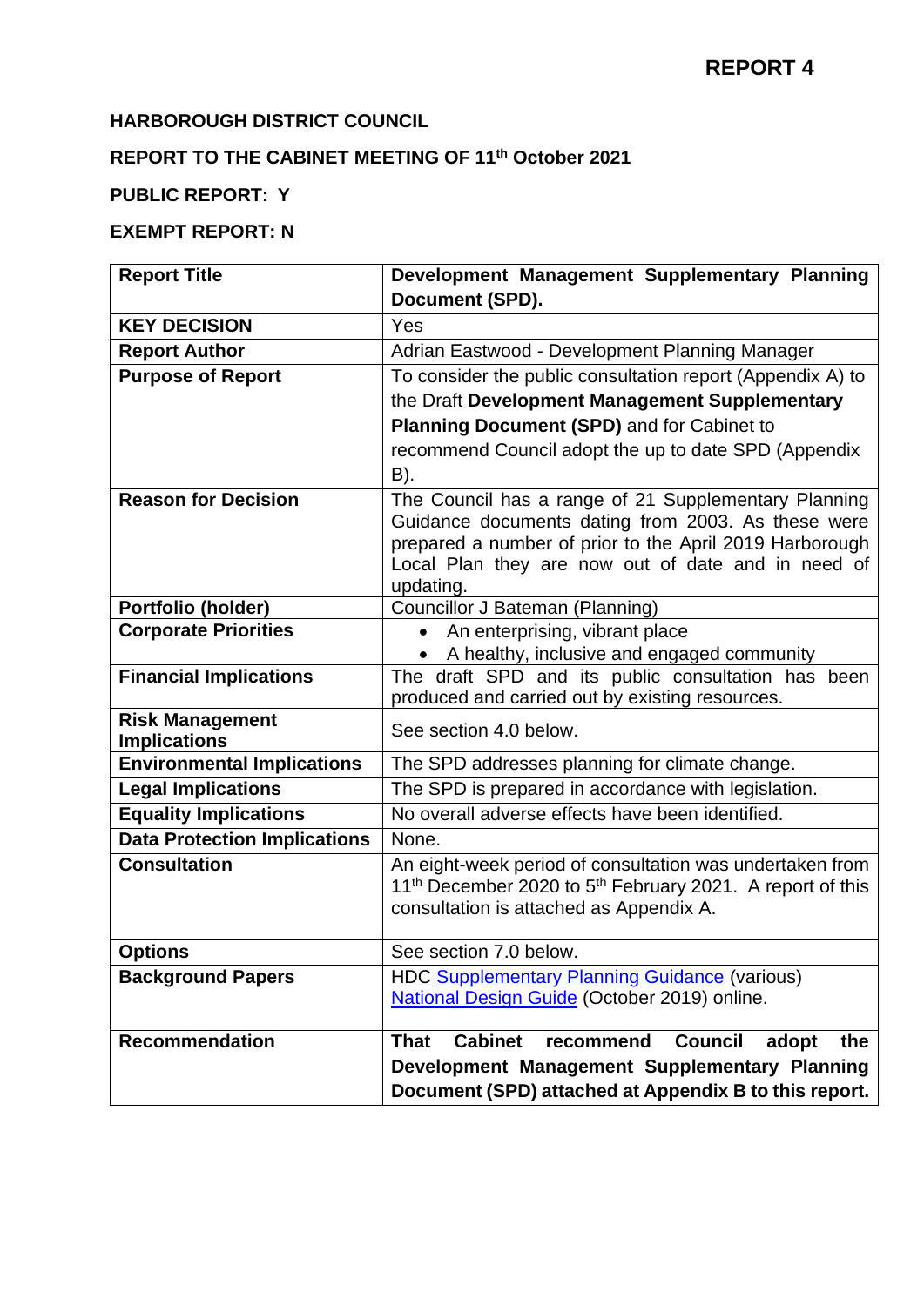# REPORT 4

**HARBOROUGH DISTRICT COUNCIL**

**REPORT TO THE CABINET MEETING OF 11th October 2021**

**PUBLIC REPORT: Y**

**EXEMPT REPORT: N**

| | |
|---|---|
| **Report Title** | **Development Management Supplementary Planning Document (SPD).** |
| **KEY DECISION** | Yes |
| **Report Author** | Adrian Eastwood - Development Planning Manager |
| **Purpose of Report** | To consider the public consultation report (Appendix A) to the Draft **Development Management Supplementary Planning Document (SPD)** and for Cabinet to recommend Council adopt the up to date SPD (Appendix B). |
| **Reason for Decision** | The Council has a range of 21 Supplementary Planning Guidance documents dating from 2003. As these were prepared a number of prior to the April 2019 Harborough Local Plan they are now out of date and in need of updating. |
| **Portfolio (holder)** | Councillor J Bateman (Planning) |
| **Corporate Priorities** | • An enterprising, vibrant place<br>• A healthy, inclusive and engaged community |
| **Financial Implications** | The draft SPD and its public consultation has been produced and carried out by existing resources. |
| **Risk Management Implications** | See section 4.0 below. |
| **Environmental Implications** | The SPD addresses planning for climate change. |
| **Legal Implications** | The SPD is prepared in accordance with legislation. |
| **Equality Implications** | No overall adverse effects have been identified. |
| **Data Protection Implications** | None. |
| **Consultation** | An eight-week period of consultation was undertaken from 11th December 2020 to 5th February 2021. A report of this consultation is attached as Appendix A. |
| **Options** | See section 7.0 below. |
| **Background Papers** | HDC Supplementary Planning Guidance (various)<br>National Design Guide (October 2019) online. |
| **Recommendation** | **That Cabinet recommend Council adopt the Development Management Supplementary Planning Document (SPD) attached at Appendix B to this report.** |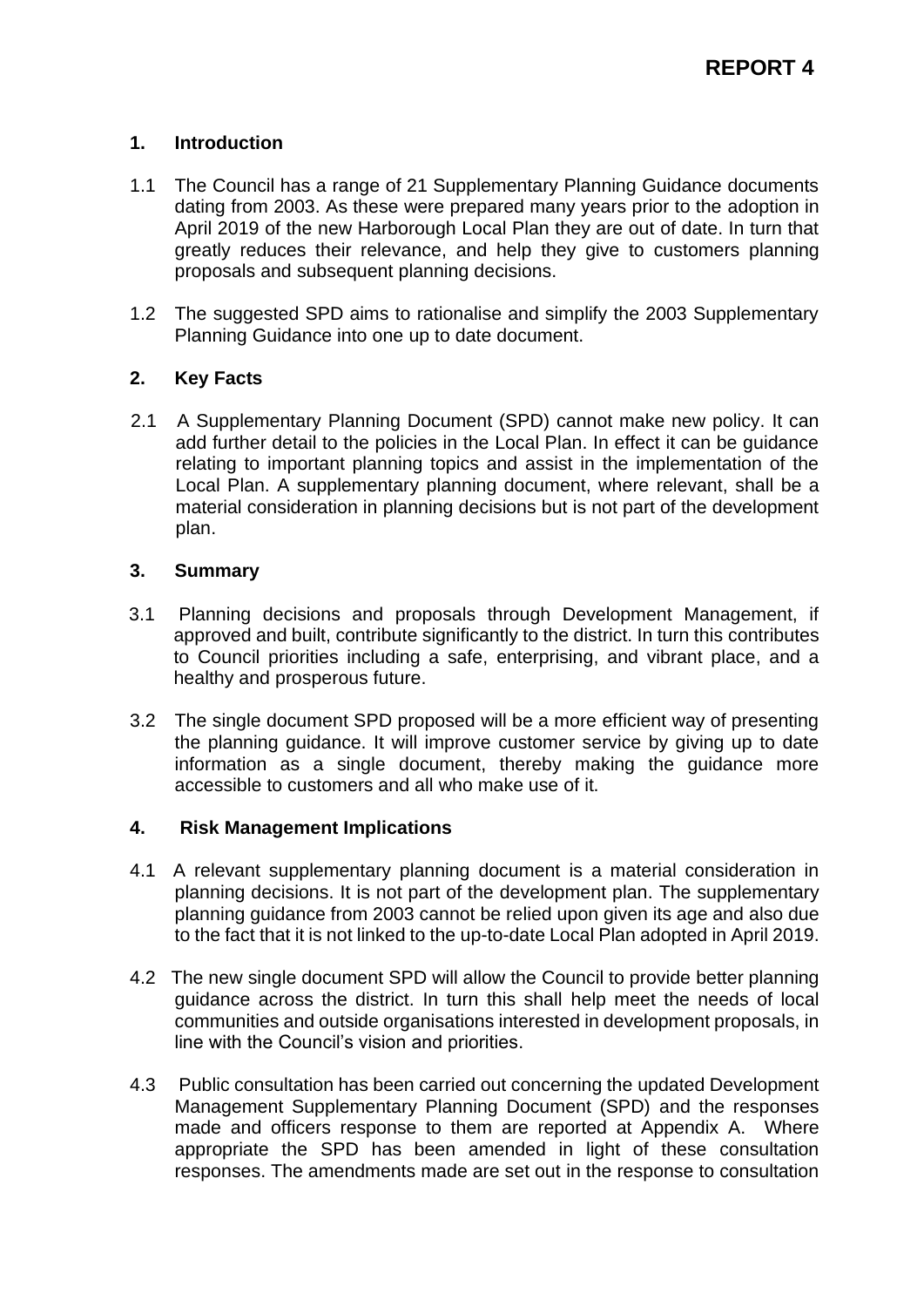**REPORT 4**

## 1. Introduction

1.1 The Council has a range of 21 Supplementary Planning Guidance documents dating from 2003. As these were prepared many years prior to the adoption in April 2019 of the new Harborough Local Plan they are out of date. In turn that greatly reduces their relevance, and help they give to customers planning proposals and subsequent planning decisions.

1.2 The suggested SPD aims to rationalise and simplify the 2003 Supplementary Planning Guidance into one up to date document.

## 2. Key Facts

2.1 A Supplementary Planning Document (SPD) cannot make new policy. It can add further detail to the policies in the Local Plan. In effect it can be guidance relating to important planning topics and assist in the implementation of the Local Plan. A supplementary planning document, where relevant, shall be a material consideration in planning decisions but is not part of the development plan.

## 3. Summary

3.1 Planning decisions and proposals through Development Management, if approved and built, contribute significantly to the district. In turn this contributes to Council priorities including a safe, enterprising, and vibrant place, and a healthy and prosperous future.

3.2 The single document SPD proposed will be a more efficient way of presenting the planning guidance. It will improve customer service by giving up to date information as a single document, thereby making the guidance more accessible to customers and all who make use of it.

## 4. Risk Management Implications

4.1 A relevant supplementary planning document is a material consideration in planning decisions. It is not part of the development plan. The supplementary planning guidance from 2003 cannot be relied upon given its age and also due to the fact that it is not linked to the up-to-date Local Plan adopted in April 2019.

4.2 The new single document SPD will allow the Council to provide better planning guidance across the district. In turn this shall help meet the needs of local communities and outside organisations interested in development proposals, in line with the Council's vision and priorities.

4.3 Public consultation has been carried out concerning the updated Development Management Supplementary Planning Document (SPD) and the responses made and officers response to them are reported at Appendix A. Where appropriate the SPD has been amended in light of these consultation responses. The amendments made are set out in the response to consultation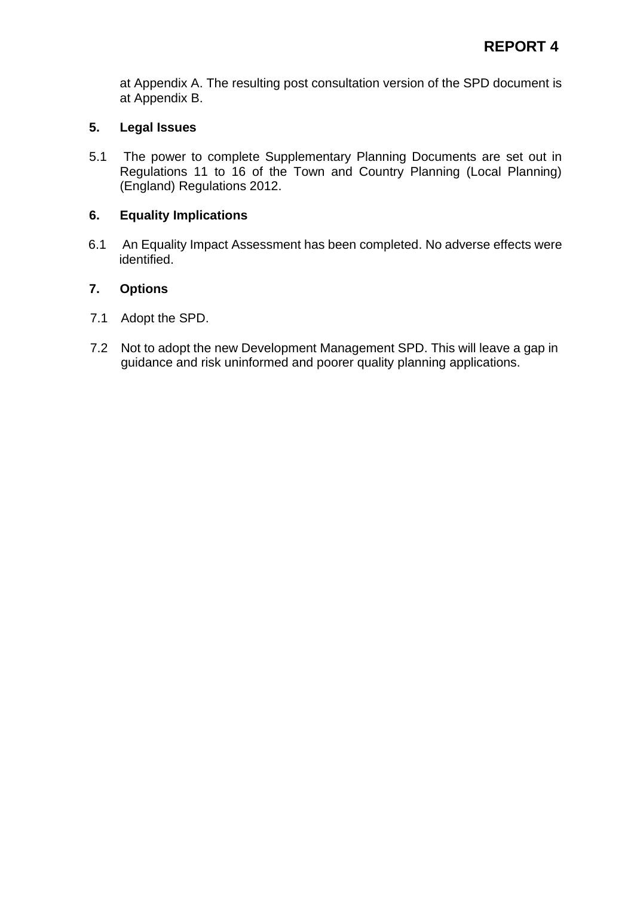at Appendix A. The resulting post consultation version of the SPD document is at Appendix B.

## 5. Legal Issues

5.1 The power to complete Supplementary Planning Documents are set out in Regulations 11 to 16 of the Town and Country Planning (Local Planning) (England) Regulations 2012.

## 6. Equality Implications

6.1 An Equality Impact Assessment has been completed. No adverse effects were identified.

## 7. Options

7.1 Adopt the SPD.

7.2 Not to adopt the new Development Management SPD. This will leave a gap in guidance and risk uninformed and poorer quality planning applications.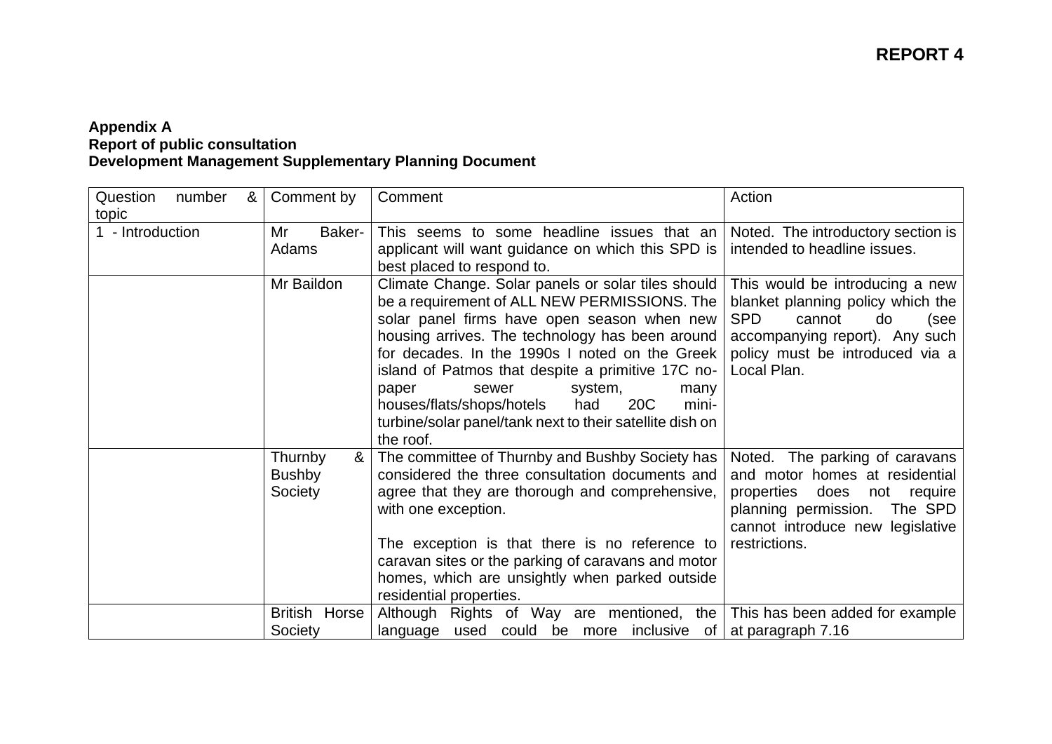**REPORT 4**

**Appendix A**
**Report of public consultation**
**Development Management Supplementary Planning Document**

| Question number & topic | Comment by | Comment | Action |
|---|---|---|---|
| 1 - Introduction | Mr Baker-Adams | This seems to some headline issues that an applicant will want guidance on which this SPD is best placed to respond to. | Noted. The introductory section is intended to headline issues. |
| | Mr Baildon | Climate Change. Solar panels or solar tiles should be a requirement of ALL NEW PERMISSIONS. The solar panel firms have open season when new housing arrives. The technology has been around for decades. In the 1990s I noted on the Greek island of Patmos that despite a primitive 17C no-paper sewer system, many houses/flats/shops/hotels had 20C mini-turbine/solar panel/tank next to their satellite dish on the roof. | This would be introducing a new blanket planning policy which the SPD cannot do (see accompanying report). Any such policy must be introduced via a Local Plan. |
| | Thurnby & Bushby Society | The committee of Thurnby and Bushby Society has considered the three consultation documents and agree that they are thorough and comprehensive, with one exception.<br><br>The exception is that there is no reference to caravan sites or the parking of caravans and motor homes, which are unsightly when parked outside residential properties. | Noted. The parking of caravans and motor homes at residential properties does not require planning permission. The SPD cannot introduce new legislative restrictions. |
| | British Horse Society | Although Rights of Way are mentioned, the language used could be more inclusive of | This has been added for example at paragraph 7.16 |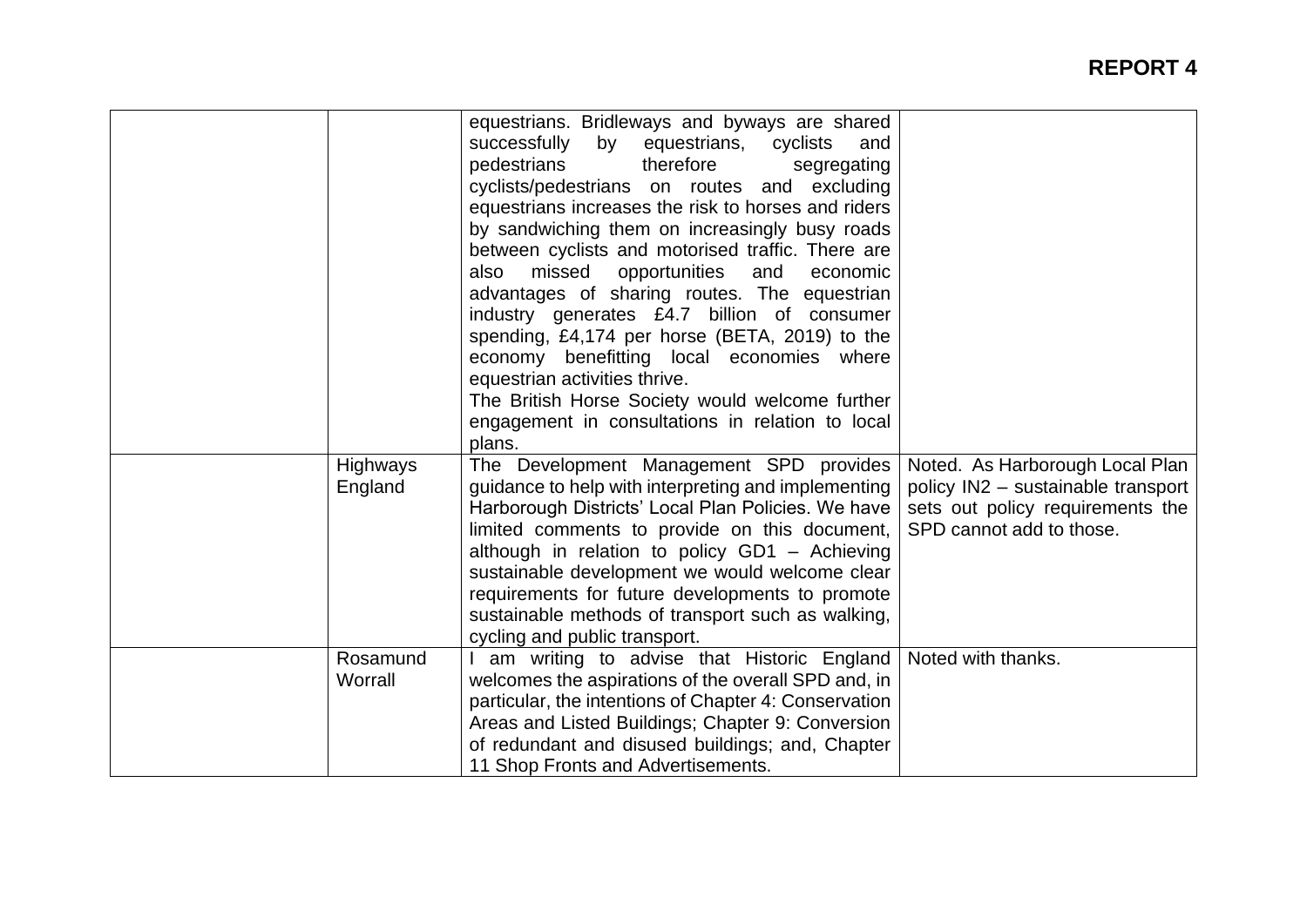**REPORT 4**

| | | | |
|---|---|---|---|
| | | equestrians. Bridleways and byways are shared successfully by equestrians, cyclists and pedestrians therefore segregating cyclists/pedestrians on routes and excluding equestrians increases the risk to horses and riders by sandwiching them on increasingly busy roads between cyclists and motorised traffic. There are also missed opportunities and economic advantages of sharing routes. The equestrian industry generates £4.7 billion of consumer spending, £4,174 per horse (BETA, 2019) to the economy benefitting local economies where equestrian activities thrive.<br>The British Horse Society would welcome further engagement in consultations in relation to local plans. | |
| | Highways England | The Development Management SPD provides guidance to help with interpreting and implementing Harborough Districts' Local Plan Policies. We have limited comments to provide on this document, although in relation to policy GD1 – Achieving sustainable development we would welcome clear requirements for future developments to promote sustainable methods of transport such as walking, cycling and public transport. | Noted. As Harborough Local Plan policy IN2 – sustainable transport sets out policy requirements the SPD cannot add to those. |
| | Rosamund Worrall | I am writing to advise that Historic England welcomes the aspirations of the overall SPD and, in particular, the intentions of Chapter 4: Conservation Areas and Listed Buildings; Chapter 9: Conversion of redundant and disused buildings; and, Chapter 11 Shop Fronts and Advertisements. | Noted with thanks. |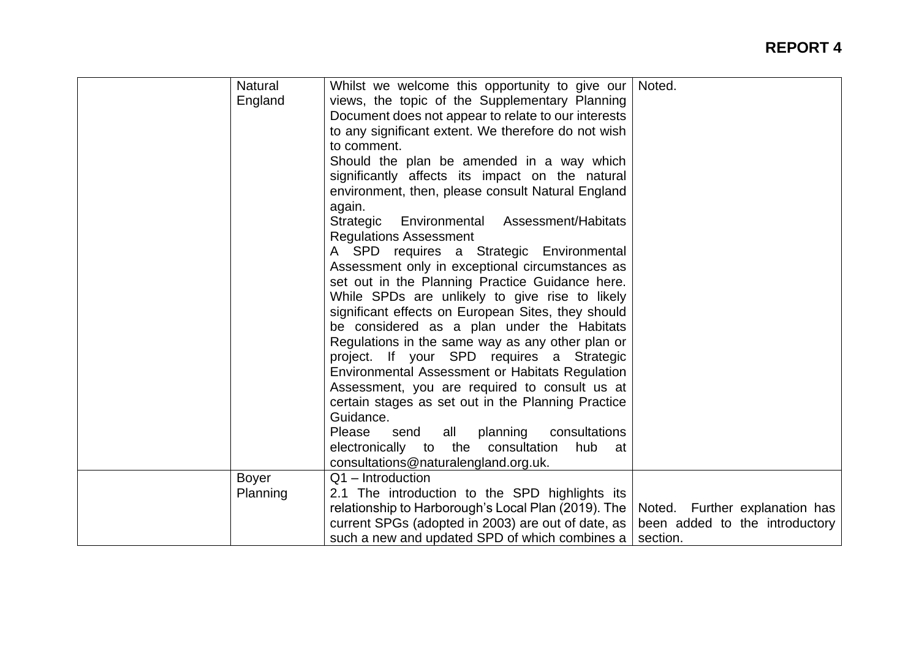**REPORT 4**

| | | | |
|---|---|---|---|
| | Natural England | Whilst we welcome this opportunity to give our views, the topic of the Supplementary Planning Document does not appear to relate to our interests to any significant extent. We therefore do not wish to comment.<br>Should the plan be amended in a way which significantly affects its impact on the natural environment, then, please consult Natural England again.<br>Strategic Environmental Assessment/Habitats Regulations Assessment<br>A SPD requires a Strategic Environmental Assessment only in exceptional circumstances as set out in the Planning Practice Guidance here. While SPDs are unlikely to give rise to likely significant effects on European Sites, they should be considered as a plan under the Habitats Regulations in the same way as any other plan or project. If your SPD requires a Strategic Environmental Assessment or Habitats Regulation Assessment, you are required to consult us at certain stages as set out in the Planning Practice Guidance.<br>Please send all planning consultations electronically to the consultation hub at consultations@naturalengland.org.uk. | Noted. |
| | Boyer Planning | Q1 – Introduction<br>2.1 The introduction to the SPD highlights its relationship to Harborough's Local Plan (2019). The current SPGs (adopted in 2003) are out of date, as such a new and updated SPD of which combines a | Noted. Further explanation has been added to the introductory section. |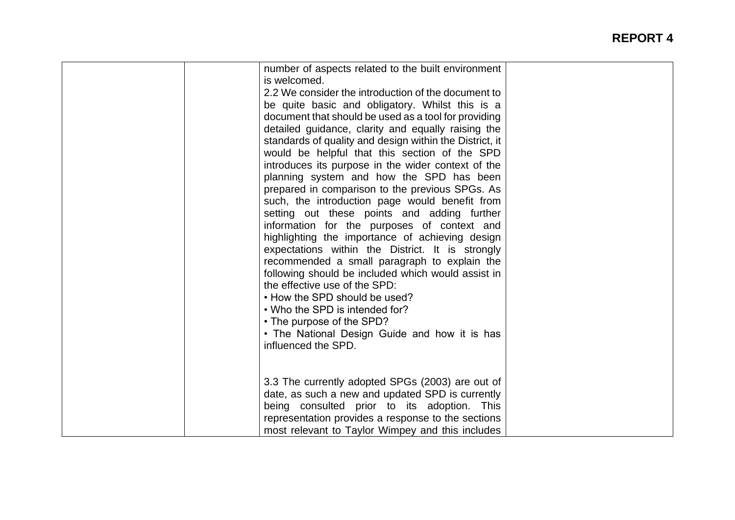| | | | |
|---|---|---|---|
| | | number of aspects related to the built environment is welcomed.<br>2.2 We consider the introduction of the document to be quite basic and obligatory. Whilst this is a document that should be used as a tool for providing detailed guidance, clarity and equally raising the standards of quality and design within the District, it would be helpful that this section of the SPD introduces its purpose in the wider context of the planning system and how the SPD has been prepared in comparison to the previous SPGs. As such, the introduction page would benefit from setting out these points and adding further information for the purposes of context and highlighting the importance of achieving design expectations within the District. It is strongly recommended a small paragraph to explain the following should be included which would assist in the effective use of the SPD:<br>• How the SPD should be used?<br>• Who the SPD is intended for?<br>• The purpose of the SPD?<br>• The National Design Guide and how it is has influenced the SPD.<br><br>3.3 The currently adopted SPGs (2003) are out of date, as such a new and updated SPD is currently being consulted prior to its adoption. This representation provides a response to the sections most relevant to Taylor Wimpey and this includes | |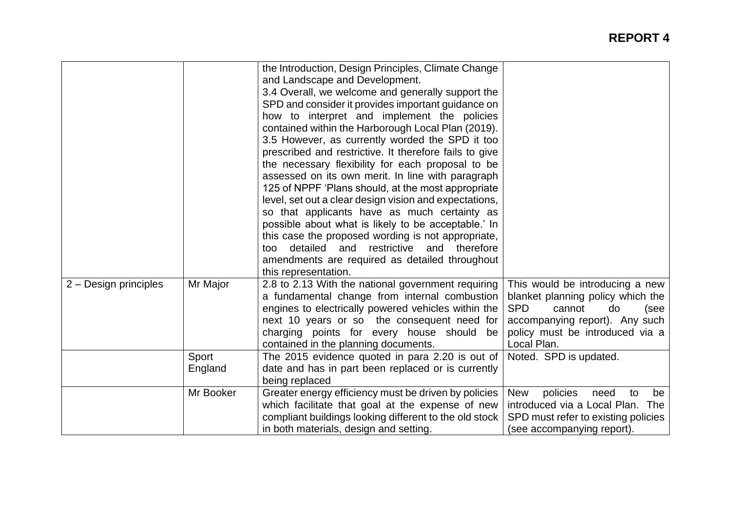**REPORT 4**

| | | | |
|---|---|---|---|
| | | the Introduction, Design Principles, Climate Change and Landscape and Development.<br>3.4 Overall, we welcome and generally support the SPD and consider it provides important guidance on how to interpret and implement the policies contained within the Harborough Local Plan (2019).<br>3.5 However, as currently worded the SPD it too prescribed and restrictive. It therefore fails to give the necessary flexibility for each proposal to be assessed on its own merit. In line with paragraph 125 of NPPF 'Plans should, at the most appropriate level, set out a clear design vision and expectations, so that applicants have as much certainty as possible about what is likely to be acceptable.' In this case the proposed wording is not appropriate, too detailed and restrictive and therefore amendments are required as detailed throughout this representation. | |
| 2 – Design principles | Mr Major | 2.8 to 2.13 With the national government requiring a fundamental change from internal combustion engines to electrically powered vehicles within the next 10 years or so the consequent need for charging points for every house should be contained in the planning documents. | This would be introducing a new blanket planning policy which the SPD cannot do (see accompanying report). Any such policy must be introduced via a Local Plan. |
| | Sport England | The 2015 evidence quoted in para 2.20 is out of date and has in part been replaced or is currently being replaced | Noted. SPD is updated. |
| | Mr Booker | Greater energy efficiency must be driven by policies which facilitate that goal at the expense of new compliant buildings looking different to the old stock in both materials, design and setting. | New policies need to be introduced via a Local Plan. The SPD must refer to existing policies (see accompanying report). |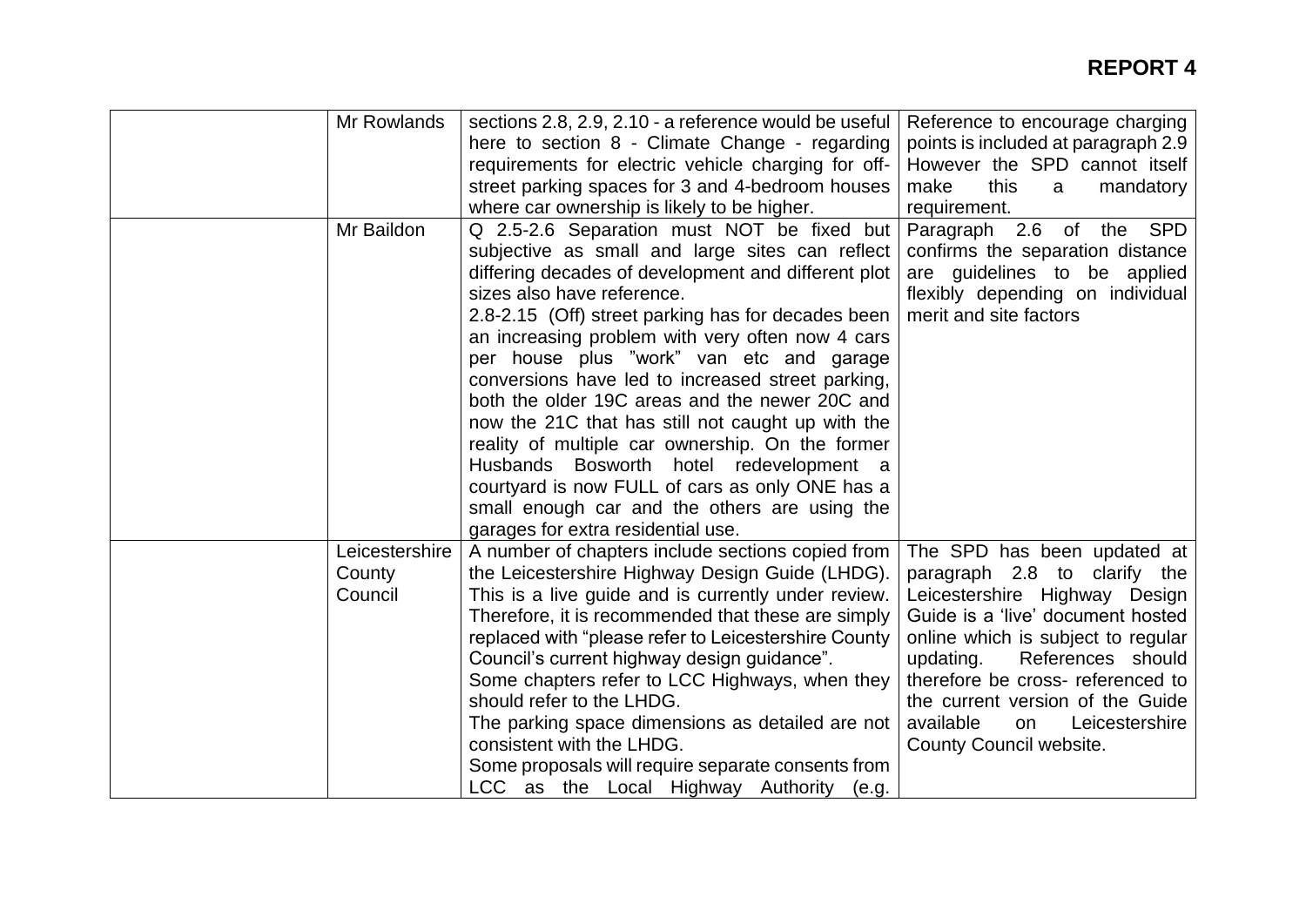**REPORT 4**

| | | | |
|---|---|---|---|
| | Mr Rowlands | sections 2.8, 2.9, 2.10 - a reference would be useful here to section 8 - Climate Change - regarding requirements for electric vehicle charging for off-street parking spaces for 3 and 4-bedroom houses where car ownership is likely to be higher. | Reference to encourage charging points is included at paragraph 2.9 However the SPD cannot itself make this a mandatory requirement. |
| | Mr Baildon | Q 2.5-2.6 Separation must NOT be fixed but subjective as small and large sites can reflect differing decades of development and different plot sizes also have reference.<br>2.8-2.15 (Off) street parking has for decades been an increasing problem with very often now 4 cars per house plus "work" van etc and garage conversions have led to increased street parking, both the older 19C areas and the newer 20C and now the 21C that has still not caught up with the reality of multiple car ownership. On the former Husbands Bosworth hotel redevelopment a courtyard is now FULL of cars as only ONE has a small enough car and the others are using the garages for extra residential use. | Paragraph 2.6 of the SPD confirms the separation distance are guidelines to be applied flexibly depending on individual merit and site factors |
| | Leicestershire County Council | A number of chapters include sections copied from the Leicestershire Highway Design Guide (LHDG). This is a live guide and is currently under review. Therefore, it is recommended that these are simply replaced with "please refer to Leicestershire County Council's current highway design guidance".<br>Some chapters refer to LCC Highways, when they should refer to the LHDG.<br>The parking space dimensions as detailed are not consistent with the LHDG.<br>Some proposals will require separate consents from LCC as the Local Highway Authority (e.g. | The SPD has been updated at paragraph 2.8 to clarify the Leicestershire Highway Design Guide is a 'live' document hosted online which is subject to regular updating. References should therefore be cross- referenced to the current version of the Guide available on Leicestershire County Council website. |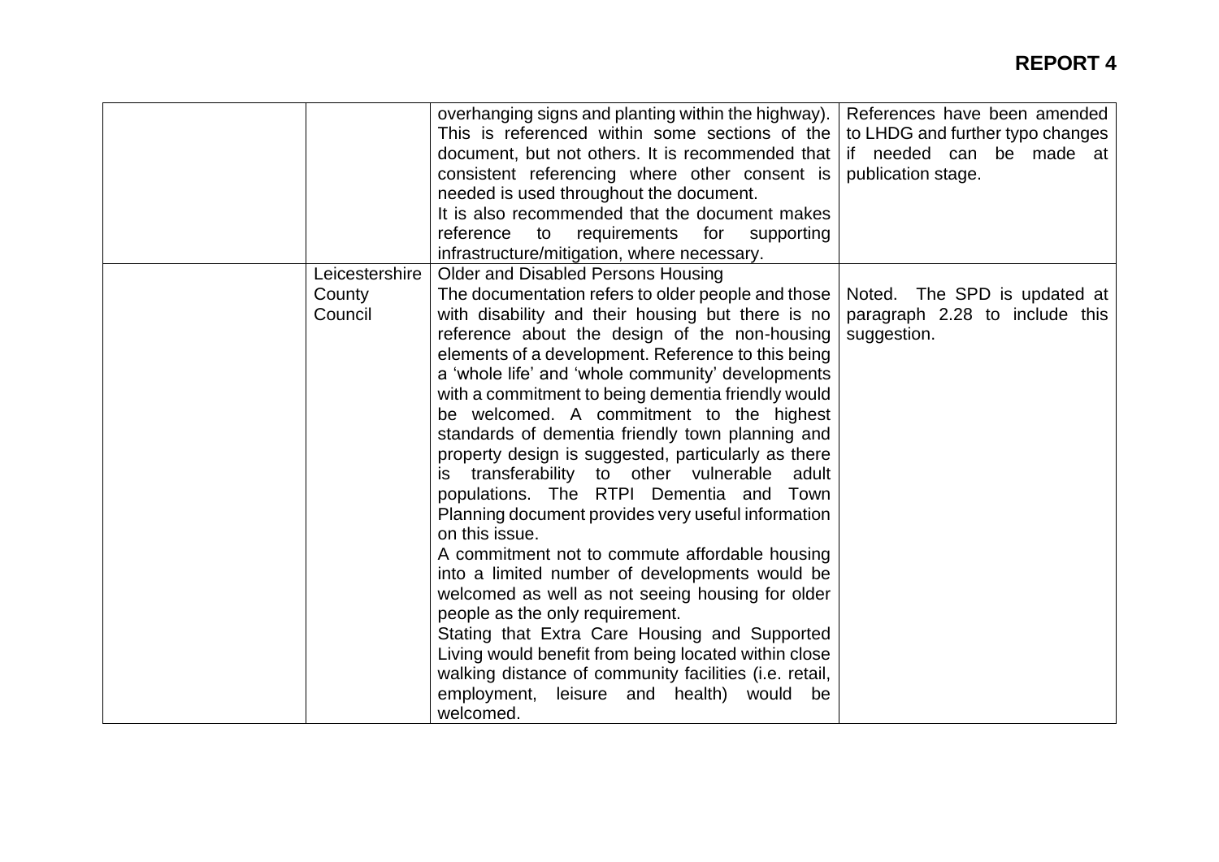**REPORT 4**

| | | | |
|---|---|---|---|
| | | overhanging signs and planting within the highway). This is referenced within some sections of the document, but not others. It is recommended that consistent referencing where other consent is needed is used throughout the document.<br>It is also recommended that the document makes reference to requirements for supporting infrastructure/mitigation, where necessary. | References have been amended to LHDG and further typo changes if needed can be made at publication stage. |
| | Leicestershire County Council | Older and Disabled Persons Housing<br>The documentation refers to older people and those with disability and their housing but there is no reference about the design of the non-housing elements of a development. Reference to this being a 'whole life' and 'whole community' developments with a commitment to being dementia friendly would be welcomed. A commitment to the highest standards of dementia friendly town planning and property design is suggested, particularly as there is transferability to other vulnerable adult populations. The RTPI Dementia and Town Planning document provides very useful information on this issue.<br>A commitment not to commute affordable housing into a limited number of developments would be welcomed as well as not seeing housing for older people as the only requirement.<br>Stating that Extra Care Housing and Supported Living would benefit from being located within close walking distance of community facilities (i.e. retail, employment, leisure and health) would be welcomed. | Noted. The SPD is updated at paragraph 2.28 to include this suggestion. |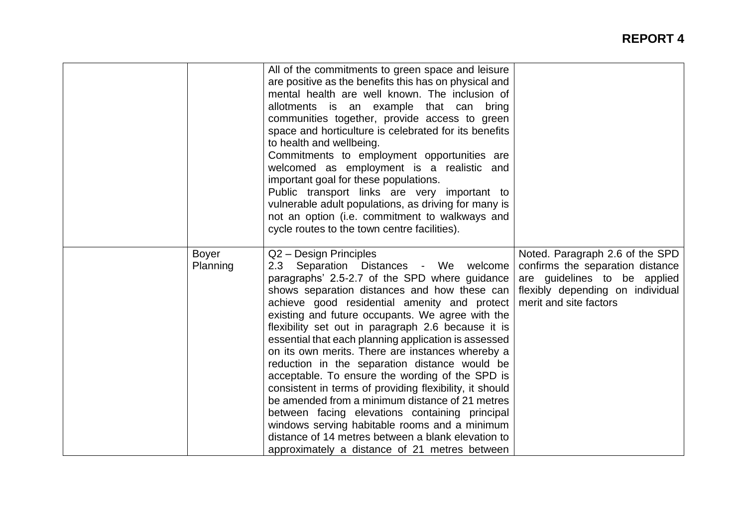**REPORT 4**

| | | | |
|---|---|---|---|
| | | All of the commitments to green space and leisure are positive as the benefits this has on physical and mental health are well known. The inclusion of allotments is an example that can bring communities together, provide access to green space and horticulture is celebrated for its benefits to health and wellbeing.<br>Commitments to employment opportunities are welcomed as employment is a realistic and important goal for these populations.<br>Public transport links are very important to vulnerable adult populations, as driving for many is not an option (i.e. commitment to walkways and cycle routes to the town centre facilities). | |
| | Boyer Planning | Q2 – Design Principles<br>2.3 Separation Distances - We welcome paragraphs' 2.5-2.7 of the SPD where guidance shows separation distances and how these can achieve good residential amenity and protect existing and future occupants. We agree with the flexibility set out in paragraph 2.6 because it is essential that each planning application is assessed on its own merits. There are instances whereby a reduction in the separation distance would be acceptable. To ensure the wording of the SPD is consistent in terms of providing flexibility, it should be amended from a minimum distance of 21 metres between facing elevations containing principal windows serving habitable rooms and a minimum distance of 14 metres between a blank elevation to approximately a distance of 21 metres between | Noted. Paragraph 2.6 of the SPD confirms the separation distance are guidelines to be applied flexibly depending on individual merit and site factors |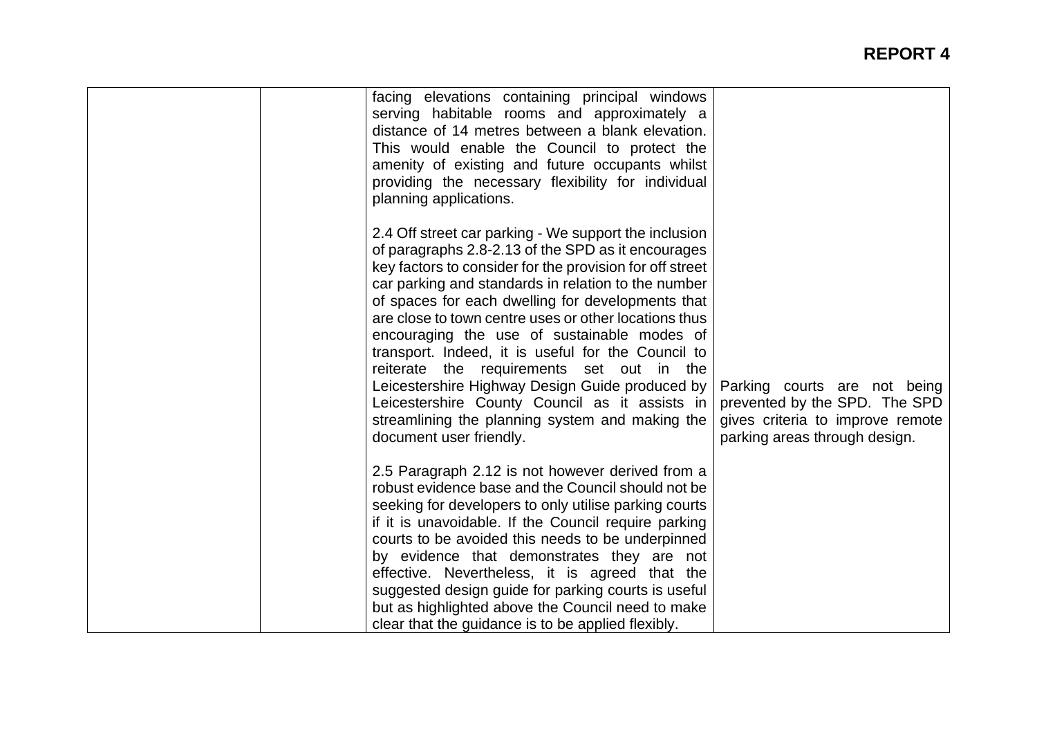| | | | |
|---|---|---|---|
| | | facing elevations containing principal windows serving habitable rooms and approximately a distance of 14 metres between a blank elevation. This would enable the Council to protect the amenity of existing and future occupants whilst providing the necessary flexibility for individual planning applications.<br><br>2.4 Off street car parking - We support the inclusion of paragraphs 2.8-2.13 of the SPD as it encourages key factors to consider for the provision for off street car parking and standards in relation to the number of spaces for each dwelling for developments that are close to town centre uses or other locations thus encouraging the use of sustainable modes of transport. Indeed, it is useful for the Council to reiterate the requirements set out in the Leicestershire Highway Design Guide produced by Leicestershire County Council as it assists in streamlining the planning system and making the document user friendly.<br><br>2.5 Paragraph 2.12 is not however derived from a robust evidence base and the Council should not be seeking for developers to only utilise parking courts if it is unavoidable. If the Council require parking courts to be avoided this needs to be underpinned by evidence that demonstrates they are not effective. Nevertheless, it is agreed that the suggested design guide for parking courts is useful but as highlighted above the Council need to make clear that the guidance is to be applied flexibly. | Parking courts are not being prevented by the SPD. The SPD gives criteria to improve remote parking areas through design. |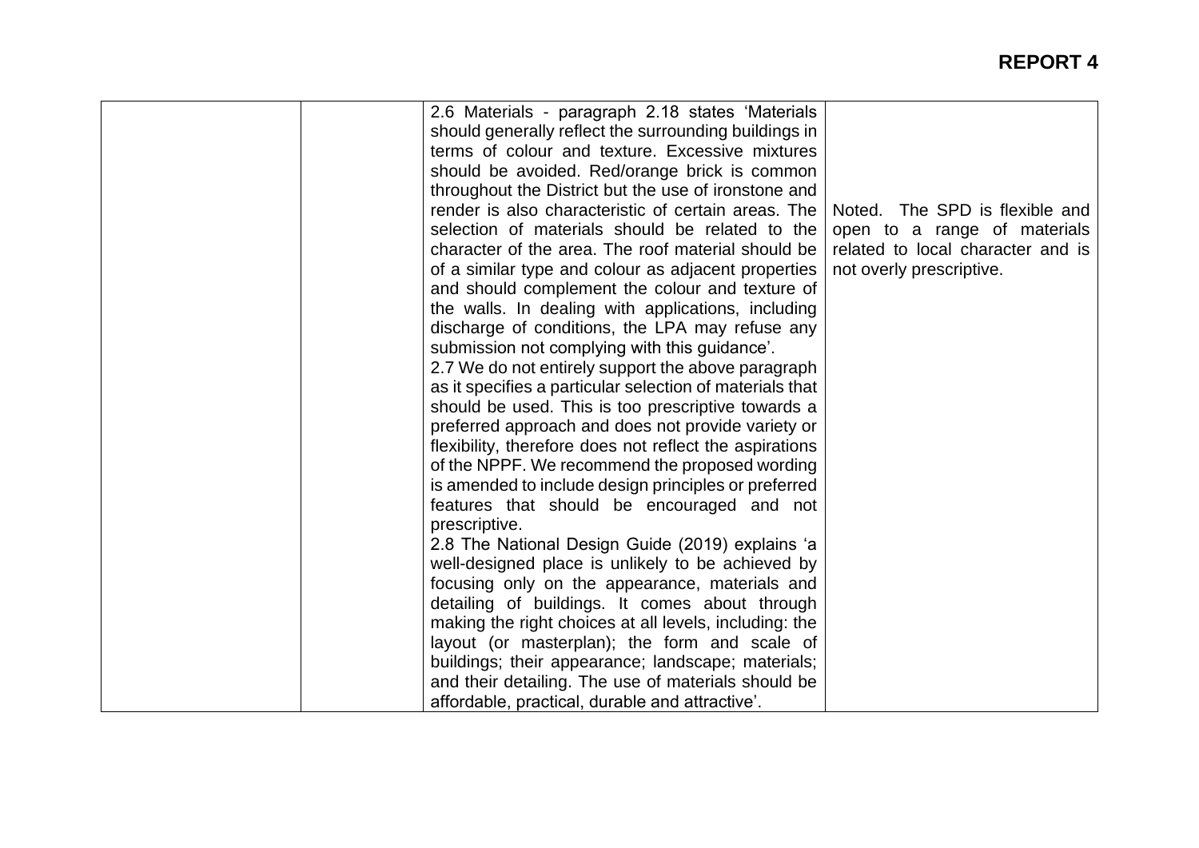| | | | |
|---|---|---|---|
| | | 2.6 Materials - paragraph 2.18 states 'Materials should generally reflect the surrounding buildings in terms of colour and texture. Excessive mixtures should be avoided. Red/orange brick is common throughout the District but the use of ironstone and render is also characteristic of certain areas. The selection of materials should be related to the character of the area. The roof material should be of a similar type and colour as adjacent properties and should complement the colour and texture of the walls. In dealing with applications, including discharge of conditions, the LPA may refuse any submission not complying with this guidance'.<br>2.7 We do not entirely support the above paragraph as it specifies a particular selection of materials that should be used. This is too prescriptive towards a preferred approach and does not provide variety or flexibility, therefore does not reflect the aspirations of the NPPF. We recommend the proposed wording is amended to include design principles or preferred features that should be encouraged and not prescriptive.<br>2.8 The National Design Guide (2019) explains 'a well-designed place is unlikely to be achieved by focusing only on the appearance, materials and detailing of buildings. It comes about through making the right choices at all levels, including: the layout (or masterplan); the form and scale of buildings; their appearance; landscape; materials; and their detailing. The use of materials should be affordable, practical, durable and attractive'. | Noted. The SPD is flexible and open to a range of materials related to local character and is not overly prescriptive. |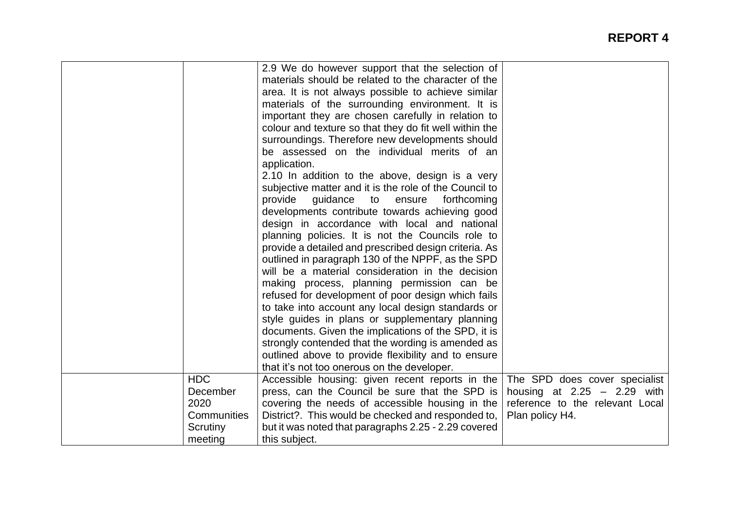**REPORT 4**

| | | | |
|---|---|---|---|
| | | 2.9 We do however support that the selection of materials should be related to the character of the area. It is not always possible to achieve similar materials of the surrounding environment. It is important they are chosen carefully in relation to colour and texture so that they do fit well within the surroundings. Therefore new developments should be assessed on the individual merits of an application.<br>2.10 In addition to the above, design is a very subjective matter and it is the role of the Council to provide guidance to ensure forthcoming developments contribute towards achieving good design in accordance with local and national planning policies. It is not the Councils role to provide a detailed and prescribed design criteria. As outlined in paragraph 130 of the NPPF, as the SPD will be a material consideration in the decision making process, planning permission can be refused for development of poor design which fails to take into account any local design standards or style guides in plans or supplementary planning documents. Given the implications of the SPD, it is strongly contended that the wording is amended as outlined above to provide flexibility and to ensure that it's not too onerous on the developer. | |
| | HDC December 2020 Communities Scrutiny meeting | Accessible housing: given recent reports in the press, can the Council be sure that the SPD is covering the needs of accessible housing in the District?. This would be checked and responded to, but it was noted that paragraphs 2.25 - 2.29 covered this subject. | The SPD does cover specialist housing at 2.25 – 2.29 with reference to the relevant Local Plan policy H4. |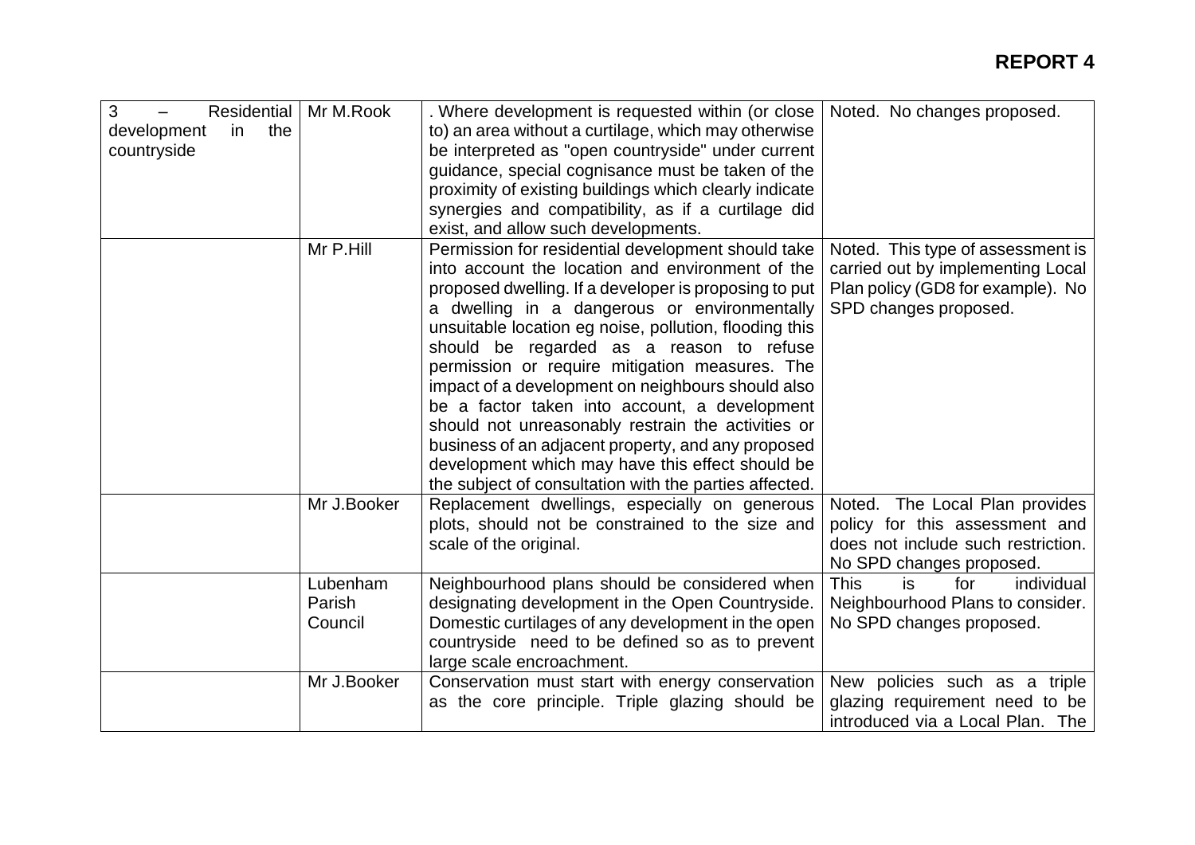**REPORT 4**

| | | | |
|---|---|---|---|
| 3 – Residential development in the countryside | Mr M.Rook | . Where development is requested within (or close to) an area without a curtilage, which may otherwise be interpreted as "open countryside" under current guidance, special cognisance must be taken of the proximity of existing buildings which clearly indicate synergies and compatibility, as if a curtilage did exist, and allow such developments. | Noted. No changes proposed. |
| | Mr P.Hill | Permission for residential development should take into account the location and environment of the proposed dwelling. If a developer is proposing to put a dwelling in a dangerous or environmentally unsuitable location eg noise, pollution, flooding this should be regarded as a reason to refuse permission or require mitigation measures. The impact of a development on neighbours should also be a factor taken into account, a development should not unreasonably restrain the activities or business of an adjacent property, and any proposed development which may have this effect should be the subject of consultation with the parties affected. | Noted. This type of assessment is carried out by implementing Local Plan policy (GD8 for example). No SPD changes proposed. |
| | Mr J.Booker | Replacement dwellings, especially on generous plots, should not be constrained to the size and scale of the original. | Noted. The Local Plan provides policy for this assessment and does not include such restriction. No SPD changes proposed. |
| | Lubenham Parish Council | Neighbourhood plans should be considered when designating development in the Open Countryside. Domestic curtilages of any development in the open countryside need to be defined so as to prevent large scale encroachment. | This is for individual Neighbourhood Plans to consider. No SPD changes proposed. |
| | Mr J.Booker | Conservation must start with energy conservation as the core principle. Triple glazing should be | New policies such as a triple glazing requirement need to be introduced via a Local Plan. The |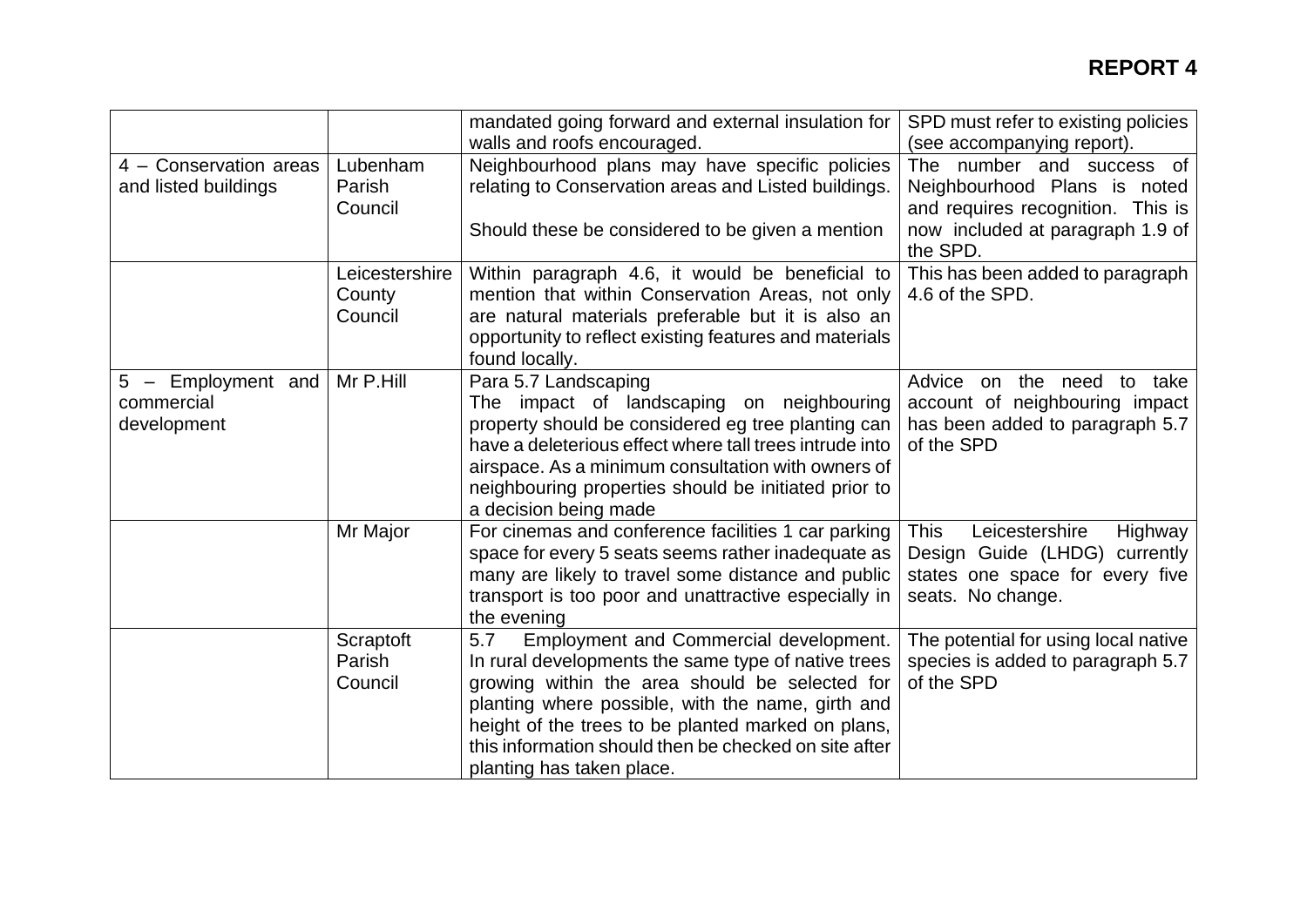**REPORT 4**

| | | | |
|---|---|---|---|
| | | mandated going forward and external insulation for walls and roofs encouraged. | SPD must refer to existing policies (see accompanying report). |
| 4 – Conservation areas and listed buildings | Lubenham Parish Council | Neighbourhood plans may have specific policies relating to Conservation areas and Listed buildings.<br><br>Should these be considered to be given a mention | The number and success of Neighbourhood Plans is noted and requires recognition. This is now included at paragraph 1.9 of the SPD. |
| | Leicestershire County Council | Within paragraph 4.6, it would be beneficial to mention that within Conservation Areas, not only are natural materials preferable but it is also an opportunity to reflect existing features and materials found locally. | This has been added to paragraph 4.6 of the SPD. |
| 5 – Employment and commercial development | Mr P.Hill | Para 5.7 Landscaping<br>The impact of landscaping on neighbouring property should be considered eg tree planting can have a deleterious effect where tall trees intrude into airspace. As a minimum consultation with owners of neighbouring properties should be initiated prior to a decision being made | Advice on the need to take account of neighbouring impact has been added to paragraph 5.7 of the SPD |
| | Mr Major | For cinemas and conference facilities 1 car parking space for every 5 seats seems rather inadequate as many are likely to travel some distance and public transport is too poor and unattractive especially in the evening | This Leicestershire Highway Design Guide (LHDG) currently states one space for every five seats. No change. |
| | Scraptoft Parish Council | 5.7 Employment and Commercial development. In rural developments the same type of native trees growing within the area should be selected for planting where possible, with the name, girth and height of the trees to be planted marked on plans, this information should then be checked on site after planting has taken place. | The potential for using local native species is added to paragraph 5.7 of the SPD |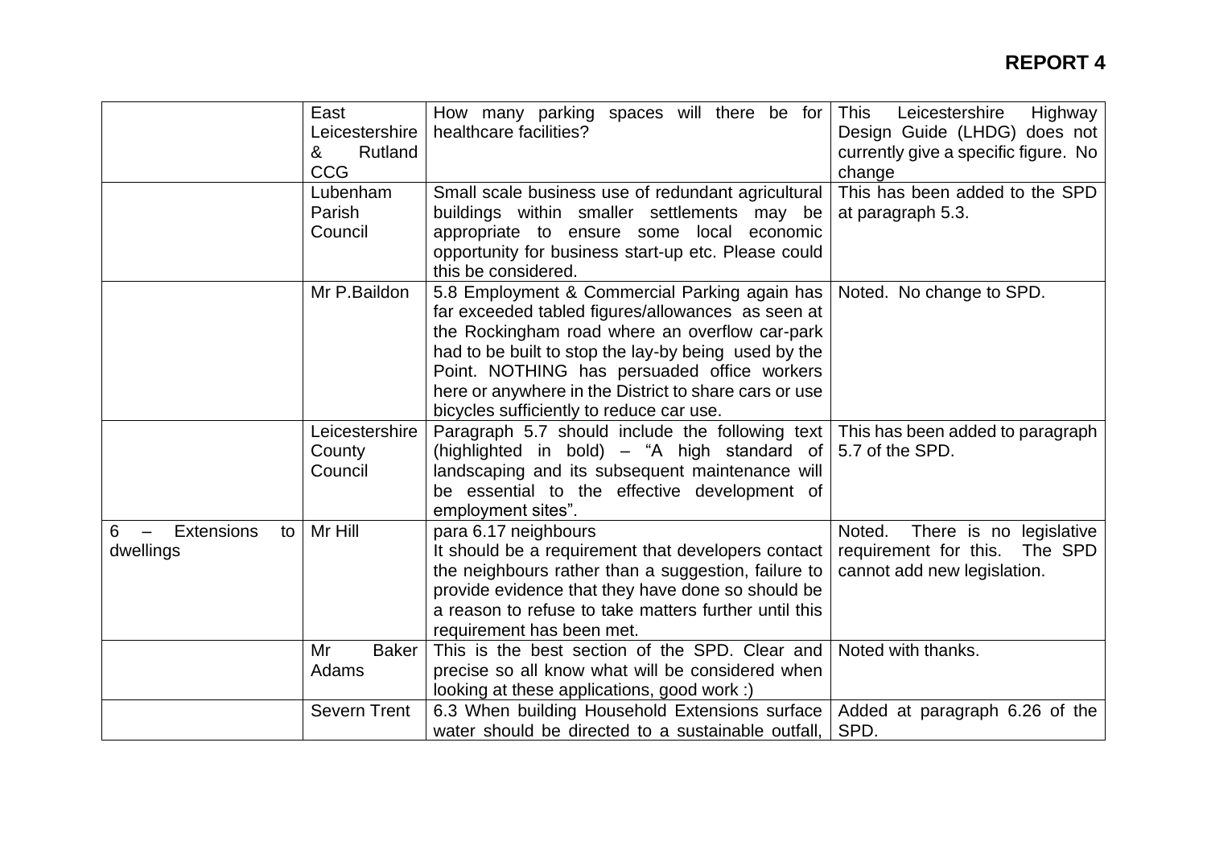**REPORT 4**

| | | | |
|---|---|---|---|
| | East Leicestershire & Rutland CCG | How many parking spaces will there be for healthcare facilities? | This Leicestershire Highway Design Guide (LHDG) does not currently give a specific figure. No change |
| | Lubenham Parish Council | Small scale business use of redundant agricultural buildings within smaller settlements may be appropriate to ensure some local economic opportunity for business start-up etc. Please could this be considered. | This has been added to the SPD at paragraph 5.3. |
| | Mr P.Baildon | 5.8 Employment & Commercial Parking again has far exceeded tabled figures/allowances as seen at the Rockingham road where an overflow car-park had to be built to stop the lay-by being used by the Point. NOTHING has persuaded office workers here or anywhere in the District to share cars or use bicycles sufficiently to reduce car use. | Noted. No change to SPD. |
| | Leicestershire County Council | Paragraph 5.7 should include the following text (highlighted in bold) – "A high standard of landscaping and its subsequent maintenance will be essential to the effective development of employment sites". | This has been added to paragraph 5.7 of the SPD. |
| 6 – Extensions to dwellings | Mr Hill | para 6.17 neighbours<br>It should be a requirement that developers contact the neighbours rather than a suggestion, failure to provide evidence that they have done so should be a reason to refuse to take matters further until this requirement has been met. | Noted. There is no legislative requirement for this. The SPD cannot add new legislation. |
| | Mr Baker Adams | This is the best section of the SPD. Clear and precise so all know what will be considered when looking at these applications, good work :) | Noted with thanks. |
| | Severn Trent | 6.3 When building Household Extensions surface water should be directed to a sustainable outfall, | Added at paragraph 6.26 of the SPD. |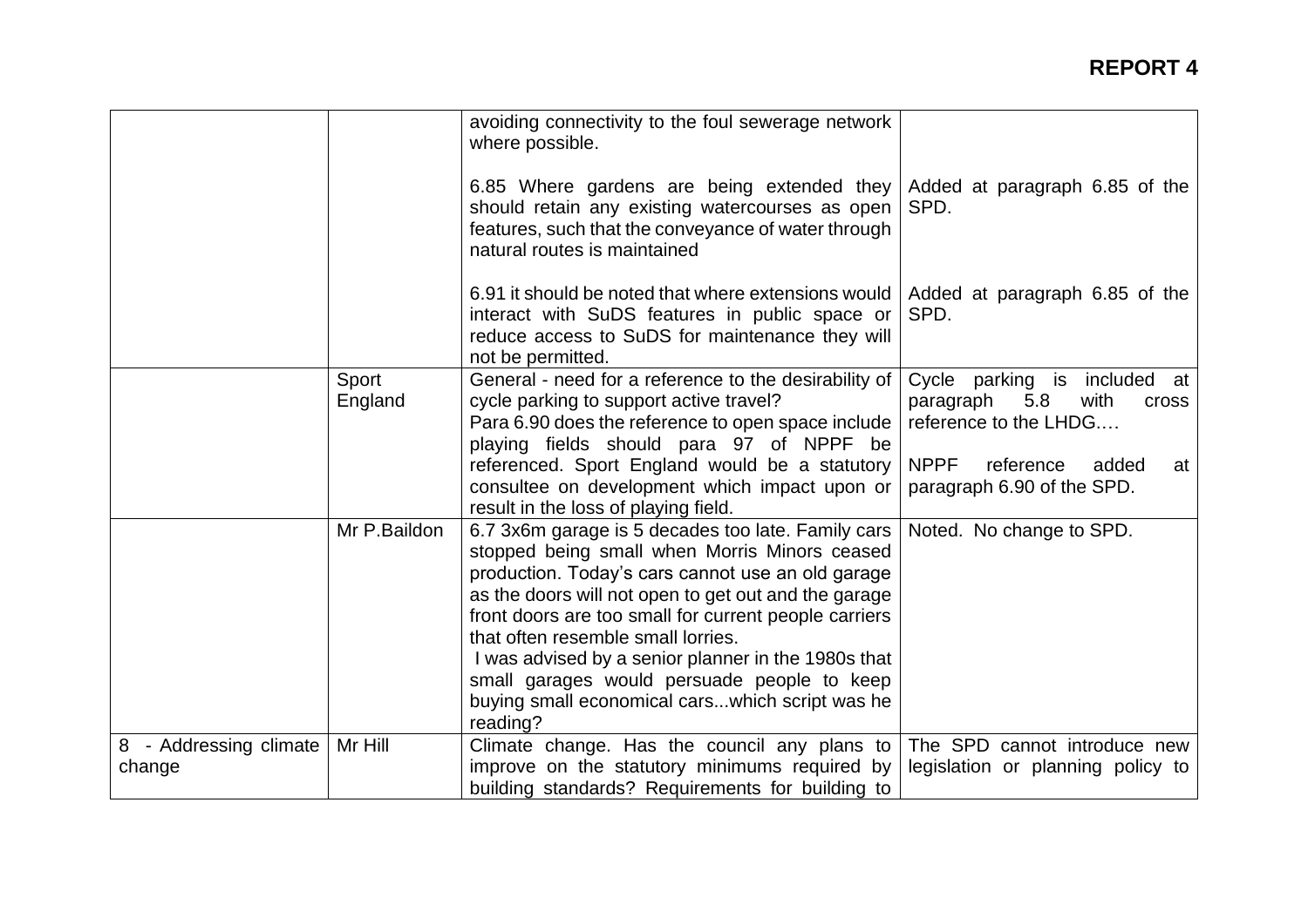## REPORT 4

| | | | |
|---|---|---|---|
| | | avoiding connectivity to the foul sewerage network where possible.<br><br>6.85 Where gardens are being extended they should retain any existing watercourses as open features, such that the conveyance of water through natural routes is maintained<br><br>6.91 it should be noted that where extensions would interact with SuDS features in public space or reduce access to SuDS for maintenance they will not be permitted. | <br><br>Added at paragraph 6.85 of the SPD.<br><br>Added at paragraph 6.85 of the SPD. |
| | Sport England | General - need for a reference to the desirability of cycle parking to support active travel?<br>Para 6.90 does the reference to open space include playing fields should para 97 of NPPF be referenced. Sport England would be a statutory consultee on development which impact upon or result in the loss of playing field. | Cycle parking is included at paragraph 5.8 with cross reference to the LHDG….<br><br>NPPF reference added at paragraph 6.90 of the SPD. |
| | Mr P.Baildon | 6.7 3x6m garage is 5 decades too late. Family cars stopped being small when Morris Minors ceased production. Today's cars cannot use an old garage as the doors will not open to get out and the garage front doors are too small for current people carriers that often resemble small lorries.<br>I was advised by a senior planner in the 1980s that small garages would persuade people to keep buying small economical cars...which script was he reading? | Noted. No change to SPD. |
| 8 - Addressing climate change | Mr Hill | Climate change. Has the council any plans to improve on the statutory minimums required by building standards? Requirements for building to | The SPD cannot introduce new legislation or planning policy to |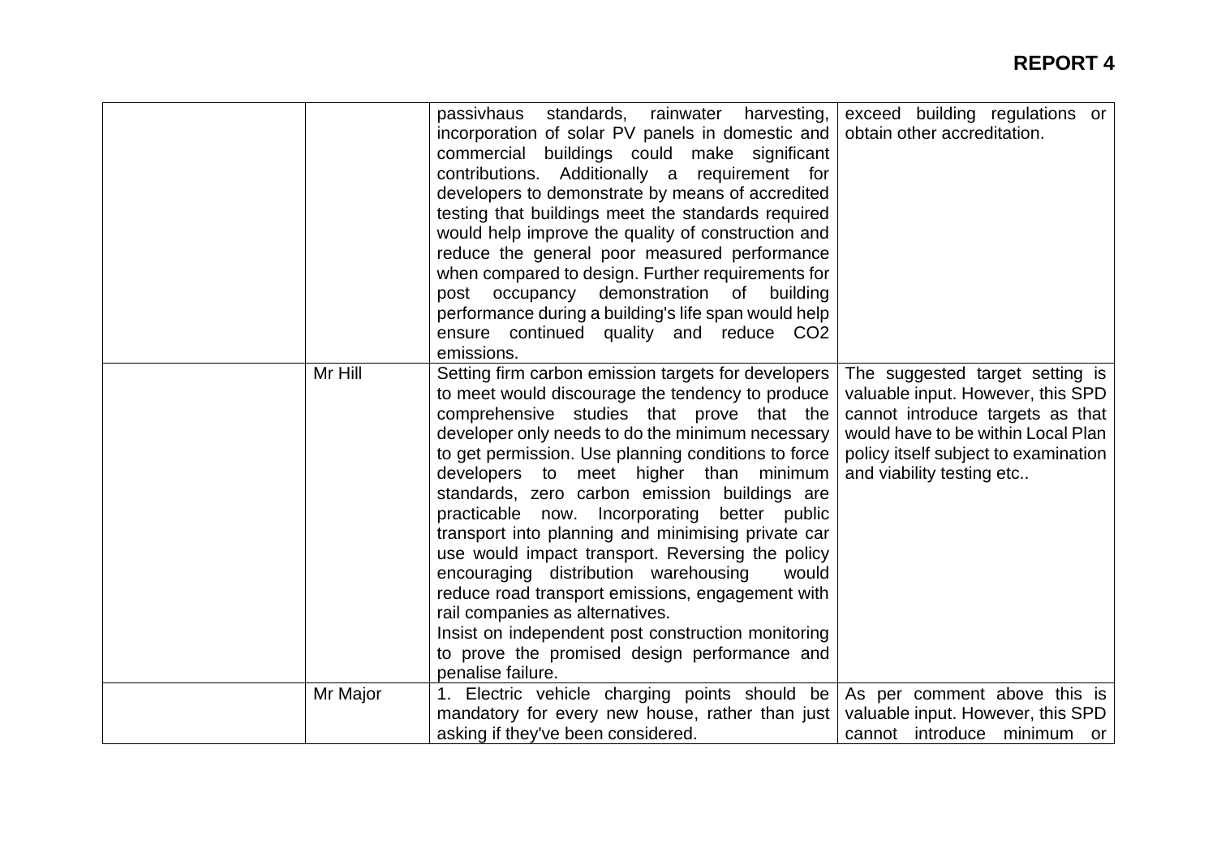**REPORT 4**

| | | | |
|---|---|---|---|
| | | passivhaus standards, rainwater harvesting, incorporation of solar PV panels in domestic and commercial buildings could make significant contributions. Additionally a requirement for developers to demonstrate by means of accredited testing that buildings meet the standards required would help improve the quality of construction and reduce the general poor measured performance when compared to design. Further requirements for post occupancy demonstration of building performance during a building's life span would help ensure continued quality and reduce $CO_2$ emissions. | exceed building regulations or obtain other accreditation. |
| | Mr Hill | Setting firm carbon emission targets for developers to meet would discourage the tendency to produce comprehensive studies that prove that the developer only needs to do the minimum necessary to get permission. Use planning conditions to force developers to meet higher than minimum standards, zero carbon emission buildings are practicable now. Incorporating better public transport into planning and minimising private car use would impact transport. Reversing the policy encouraging distribution warehousing would reduce road transport emissions, engagement with rail companies as alternatives.<br>Insist on independent post construction monitoring to prove the promised design performance and penalise failure. | The suggested target setting is valuable input. However, this SPD cannot introduce targets as that would have to be within Local Plan policy itself subject to examination and viability testing etc.. |
| | Mr Major | 1. Electric vehicle charging points should be mandatory for every new house, rather than just asking if they've been considered. | As per comment above this is valuable input. However, this SPD cannot introduce minimum or |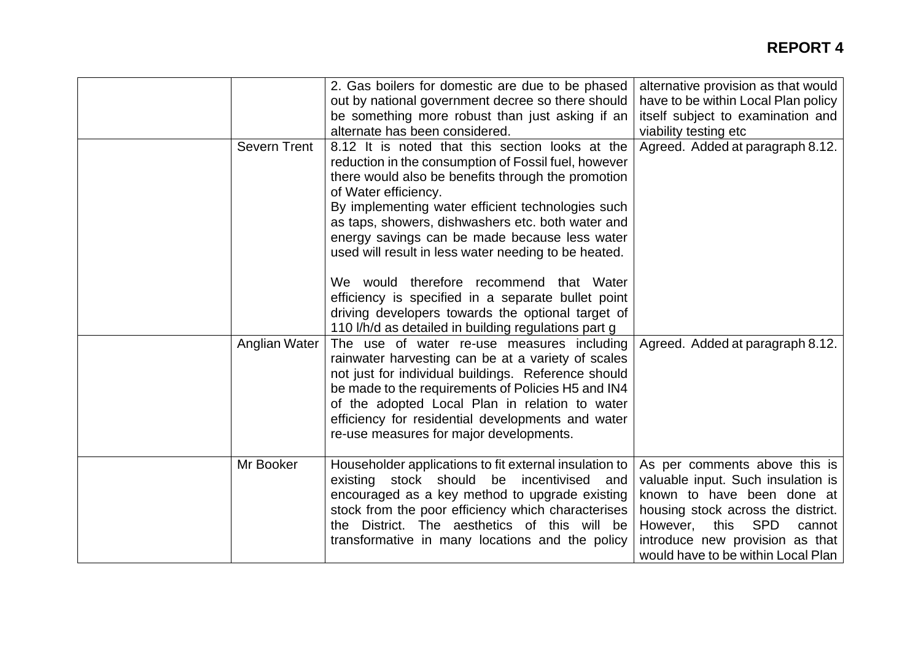**REPORT 4**

| | | | |
|---|---|---|---|
| | | 2. Gas boilers for domestic are due to be phased out by national government decree so there should be something more robust than just asking if an alternate has been considered. | alternative provision as that would have to be within Local Plan policy itself subject to examination and viability testing etc |
| | Severn Trent | 8.12 It is noted that this section looks at the reduction in the consumption of Fossil fuel, however there would also be benefits through the promotion of Water efficiency.<br>By implementing water efficient technologies such as taps, showers, dishwashers etc. both water and energy savings can be made because less water used will result in less water needing to be heated.<br><br>We would therefore recommend that Water efficiency is specified in a separate bullet point driving developers towards the optional target of 110 l/h/d as detailed in building regulations part g | Agreed. Added at paragraph 8.12. |
| | Anglian Water | The use of water re-use measures including rainwater harvesting can be at a variety of scales not just for individual buildings. Reference should be made to the requirements of Policies H5 and IN4 of the adopted Local Plan in relation to water efficiency for residential developments and water re-use measures for major developments. | Agreed. Added at paragraph 8.12. |
| | Mr Booker | Householder applications to fit external insulation to existing stock should be incentivised and encouraged as a key method to upgrade existing stock from the poor efficiency which characterises the District. The aesthetics of this will be transformative in many locations and the policy | As per comments above this is valuable input. Such insulation is known to have been done at housing stock across the district. However, this SPD cannot introduce new provision as that would have to be within Local Plan |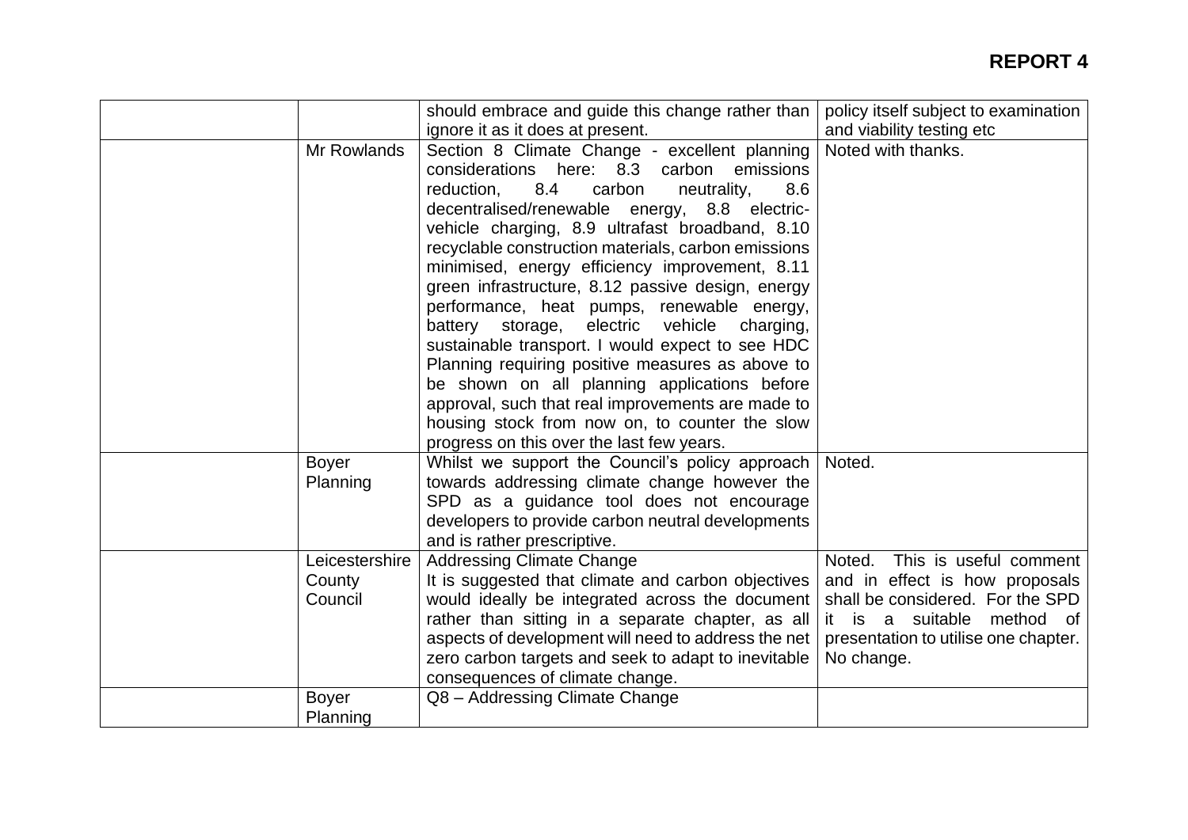**REPORT 4**

| | | | |
|---|---|---|---|
| | | should embrace and guide this change rather than ignore it as it does at present. | policy itself subject to examination and viability testing etc |
| | Mr Rowlands | Section 8 Climate Change - excellent planning considerations here: 8.3 carbon emissions reduction, 8.4 carbon neutrality, 8.6 decentralised/renewable energy, 8.8 electric-vehicle charging, 8.9 ultrafast broadband, 8.10 recyclable construction materials, carbon emissions minimised, energy efficiency improvement, 8.11 green infrastructure, 8.12 passive design, energy performance, heat pumps, renewable energy, battery storage, electric vehicle charging, sustainable transport. I would expect to see HDC Planning requiring positive measures as above to be shown on all planning applications before approval, such that real improvements are made to housing stock from now on, to counter the slow progress on this over the last few years. | Noted with thanks. |
| | Boyer Planning | Whilst we support the Council's policy approach towards addressing climate change however the SPD as a guidance tool does not encourage developers to provide carbon neutral developments and is rather prescriptive. | Noted. |
| | Leicestershire County Council | Addressing Climate Change<br>It is suggested that climate and carbon objectives would ideally be integrated across the document rather than sitting in a separate chapter, as all aspects of development will need to address the net zero carbon targets and seek to adapt to inevitable consequences of climate change. | Noted. This is useful comment and in effect is how proposals shall be considered. For the SPD it is a suitable method of presentation to utilise one chapter. No change. |
| | Boyer Planning | Q8 – Addressing Climate Change | |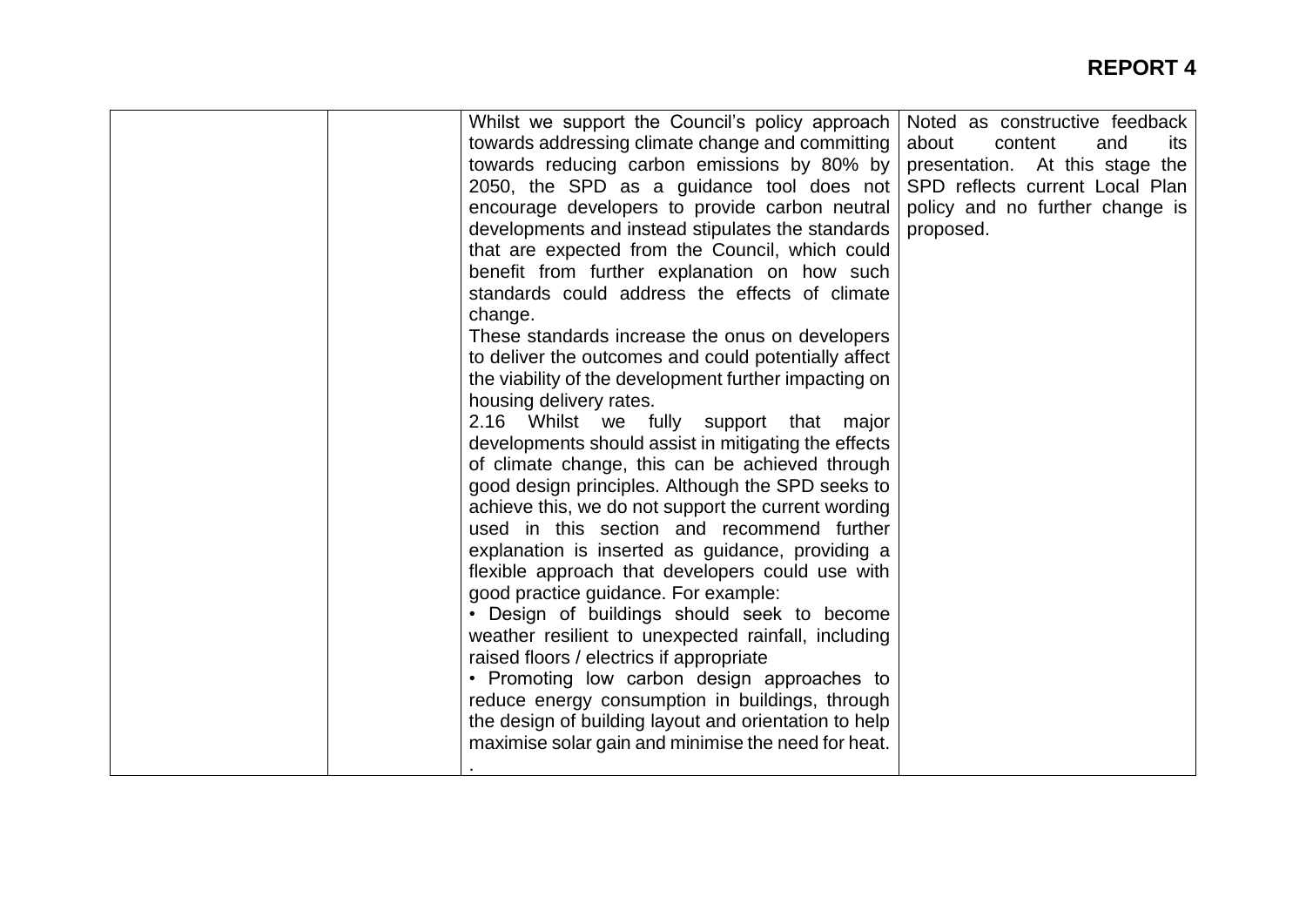| | | | |
|---|---|---|---|
| | | Whilst we support the Council's policy approach towards addressing climate change and committing towards reducing carbon emissions by 80% by 2050, the SPD as a guidance tool does not encourage developers to provide carbon neutral developments and instead stipulates the standards that are expected from the Council, which could benefit from further explanation on how such standards could address the effects of climate change.<br>These standards increase the onus on developers to deliver the outcomes and could potentially affect the viability of the development further impacting on housing delivery rates.<br>2.16 Whilst we fully support that major developments should assist in mitigating the effects of climate change, this can be achieved through good design principles. Although the SPD seeks to achieve this, we do not support the current wording used in this section and recommend further explanation is inserted as guidance, providing a flexible approach that developers could use with good practice guidance. For example:<br>• Design of buildings should seek to become weather resilient to unexpected rainfall, including raised floors / electrics if appropriate<br>• Promoting low carbon design approaches to reduce energy consumption in buildings, through the design of building layout and orientation to help maximise solar gain and minimise the need for heat.<br>. | Noted as constructive feedback about content and its presentation. At this stage the SPD reflects current Local Plan policy and no further change is proposed. |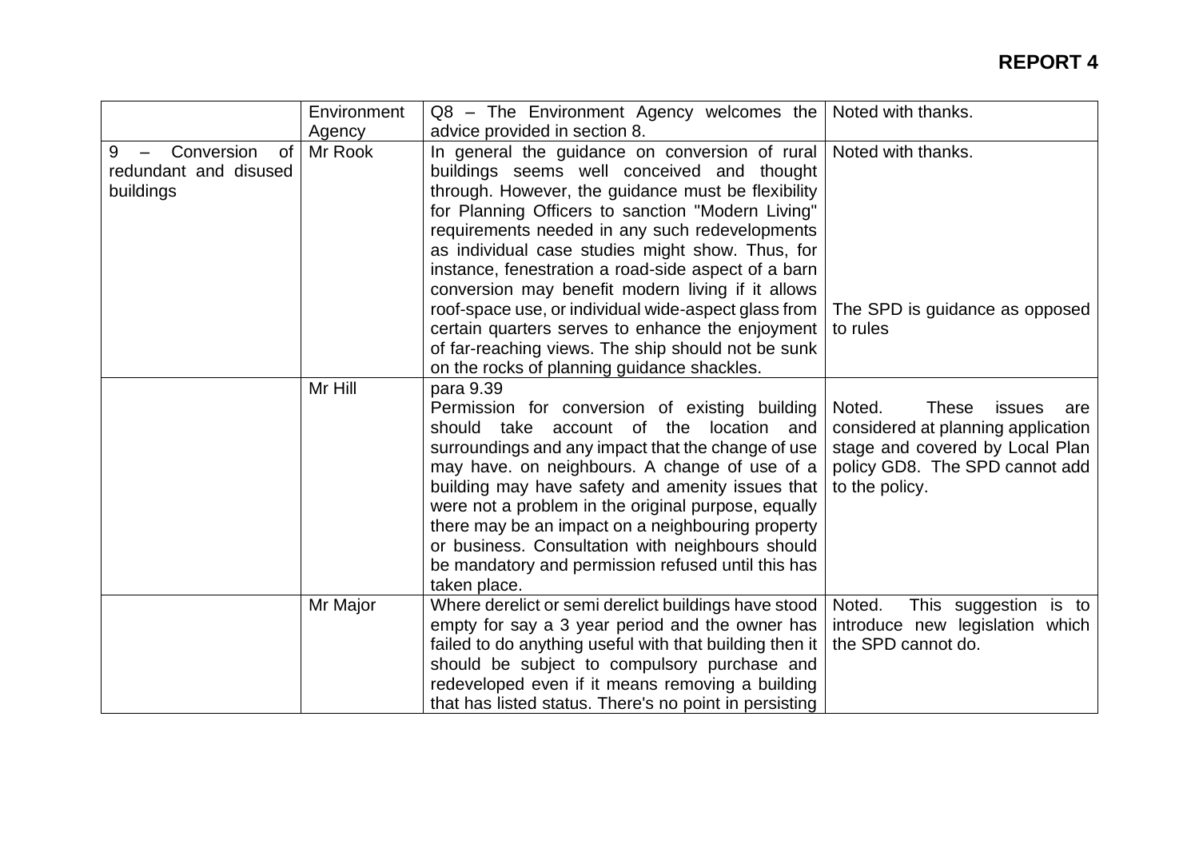**REPORT 4**

| | | | |
|---|---|---|---|
| | Environment Agency | Q8 – The Environment Agency welcomes the advice provided in section 8. | Noted with thanks. |
| 9 – Conversion of redundant and disused buildings | Mr Rook | In general the guidance on conversion of rural buildings seems well conceived and thought through. However, the guidance must be flexibility for Planning Officers to sanction "Modern Living" requirements needed in any such redevelopments as individual case studies might show. Thus, for instance, fenestration a road-side aspect of a barn conversion may benefit modern living if it allows roof-space use, or individual wide-aspect glass from certain quarters serves to enhance the enjoyment of far-reaching views. The ship should not be sunk on the rocks of planning guidance shackles. | Noted with thanks.<br><br>The SPD is guidance as opposed to rules |
| | Mr Hill | para 9.39<br>Permission for conversion of existing building should take account of the location and surroundings and any impact that the change of use may have. on neighbours. A change of use of a building may have safety and amenity issues that were not a problem in the original purpose, equally there may be an impact on a neighbouring property or business. Consultation with neighbours should be mandatory and permission refused until this has taken place. | Noted. These issues are considered at planning application stage and covered by Local Plan policy GD8. The SPD cannot add to the policy. |
| | Mr Major | Where derelict or semi derelict buildings have stood empty for say a 3 year period and the owner has failed to do anything useful with that building then it should be subject to compulsory purchase and redeveloped even if it means removing a building that has listed status. There's no point in persisting | Noted. This suggestion is to introduce new legislation which the SPD cannot do. |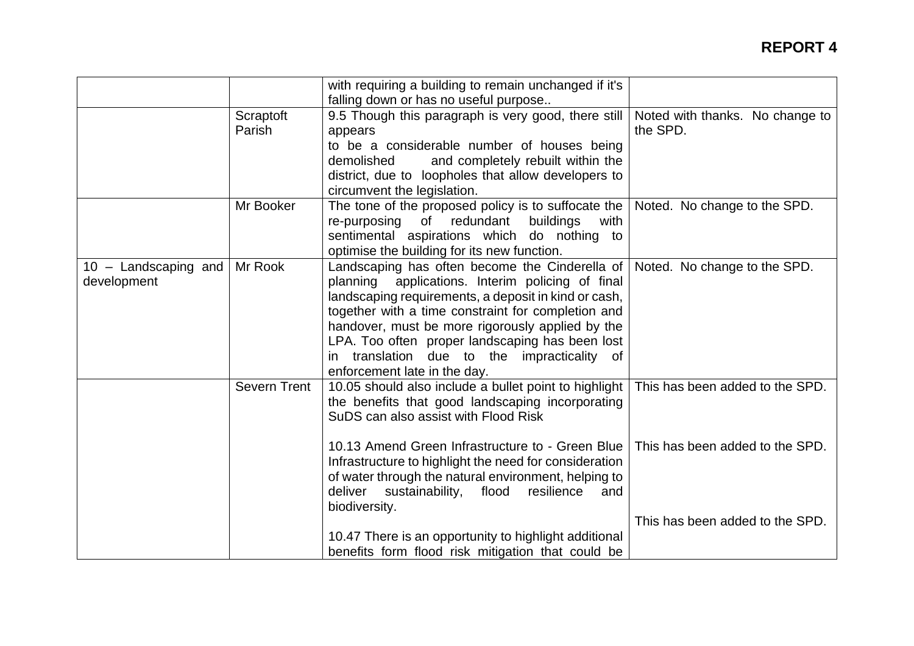**REPORT 4**

| | | | |
|---|---|---|---|
| | | with requiring a building to remain unchanged if it's falling down or has no useful purpose.. | |
| | Scraptoft Parish | 9.5 Though this paragraph is very good, there still appears to be a considerable number of houses being demolished and completely rebuilt within the district, due to loopholes that allow developers to circumvent the legislation. | Noted with thanks. No change to the SPD. |
| | Mr Booker | The tone of the proposed policy is to suffocate the re-purposing of redundant buildings with sentimental aspirations which do nothing to optimise the building for its new function. | Noted. No change to the SPD. |
| 10 – Landscaping and development | Mr Rook | Landscaping has often become the Cinderella of planning applications. Interim policing of final landscaping requirements, a deposit in kind or cash, together with a time constraint for completion and handover, must be more rigorously applied by the LPA. Too often proper landscaping has been lost in translation due to the impracticality of enforcement late in the day. | Noted. No change to the SPD. |
| | Severn Trent | 10.05 should also include a bullet point to highlight the benefits that good landscaping incorporating SuDS can also assist with Flood Risk<br><br>10.13 Amend Green Infrastructure to - Green Blue Infrastructure to highlight the need for consideration of water through the natural environment, helping to deliver sustainability, flood resilience and biodiversity.<br><br>10.47 There is an opportunity to highlight additional benefits form flood risk mitigation that could be | This has been added to the SPD.<br><br>This has been added to the SPD.<br><br>This has been added to the SPD. |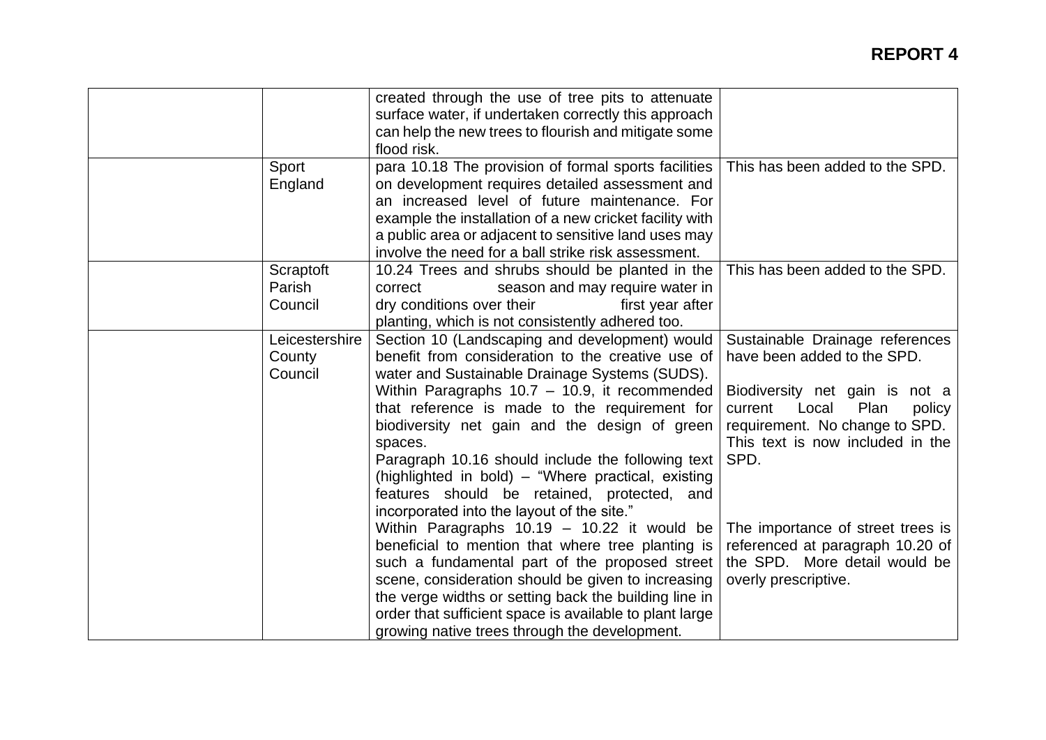**REPORT 4**

| | | | |
|---|---|---|---|
| | | created through the use of tree pits to attenuate surface water, if undertaken correctly this approach can help the new trees to flourish and mitigate some flood risk. | |
| | Sport England | para 10.18 The provision of formal sports facilities on development requires detailed assessment and an increased level of future maintenance. For example the installation of a new cricket facility with a public area or adjacent to sensitive land uses may involve the need for a ball strike risk assessment. | This has been added to the SPD. |
| | Scraptoft Parish Council | 10.24 Trees and shrubs should be planted in the correct season and may require water in dry conditions over their first year after planting, which is not consistently adhered too. | This has been added to the SPD. |
| | Leicestershire County Council | Section 10 (Landscaping and development) would benefit from consideration to the creative use of water and Sustainable Drainage Systems (SUDS).<br>Within Paragraphs 10.7 – 10.9, it recommended that reference is made to the requirement for biodiversity net gain and the design of green spaces.<br>Paragraph 10.16 should include the following text (highlighted in bold) – "Where practical, existing features should be retained, protected, and incorporated into the layout of the site."<br>Within Paragraphs 10.19 – 10.22 it would be beneficial to mention that where tree planting is such a fundamental part of the proposed street scene, consideration should be given to increasing the verge widths or setting back the building line in order that sufficient space is available to plant large growing native trees through the development. | Sustainable Drainage references have been added to the SPD.<br><br>Biodiversity net gain is not a current Local Plan policy requirement. No change to SPD.<br>This text is now included in the SPD.<br><br>The importance of street trees is referenced at paragraph 10.20 of the SPD. More detail would be overly prescriptive. |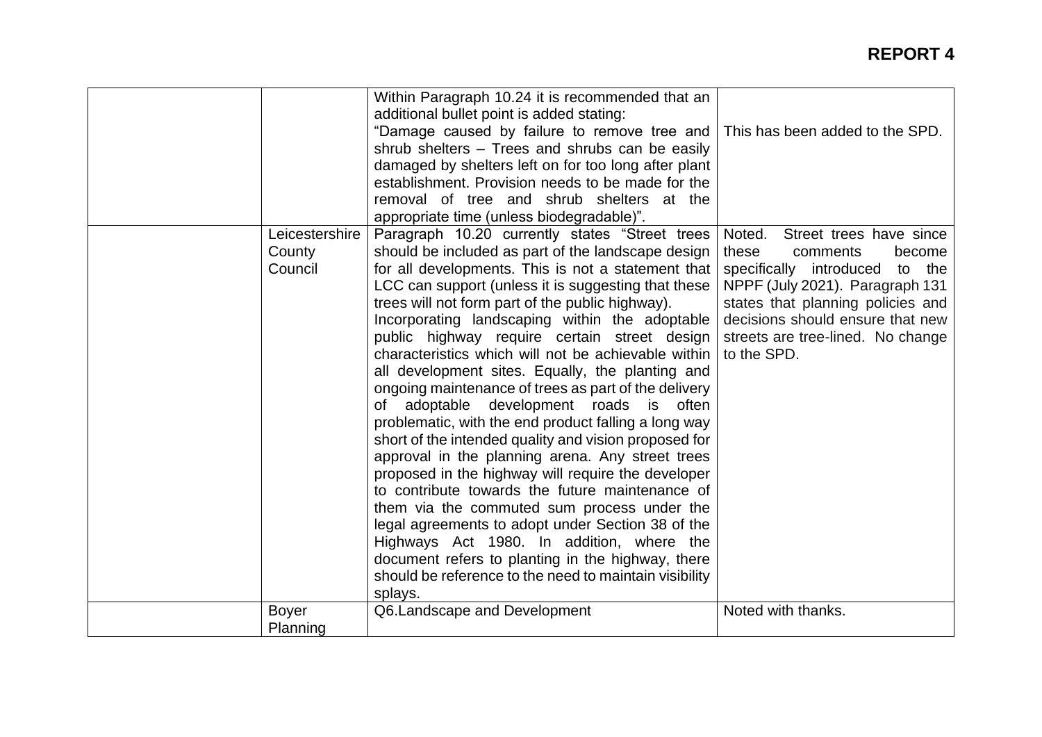**REPORT 4**

| | | | |
|---|---|---|---|
| | | Within Paragraph 10.24 it is recommended that an additional bullet point is added stating: "Damage caused by failure to remove tree and shrub shelters – Trees and shrubs can be easily damaged by shelters left on for too long after plant establishment. Provision needs to be made for the removal of tree and shrub shelters at the appropriate time (unless biodegradable)". | This has been added to the SPD. |
| | Leicestershire County Council | Paragraph 10.20 currently states "Street trees should be included as part of the landscape design for all developments. This is not a statement that LCC can support (unless it is suggesting that these trees will not form part of the public highway). Incorporating landscaping within the adoptable public highway require certain street design characteristics which will not be achievable within all development sites. Equally, the planting and ongoing maintenance of trees as part of the delivery of adoptable development roads is often problematic, with the end product falling a long way short of the intended quality and vision proposed for approval in the planning arena. Any street trees proposed in the highway will require the developer to contribute towards the future maintenance of them via the commuted sum process under the legal agreements to adopt under Section 38 of the Highways Act 1980. In addition, where the document refers to planting in the highway, there should be reference to the need to maintain visibility splays. | Noted. Street trees have since these comments become specifically introduced to the NPPF (July 2021). Paragraph 131 states that planning policies and decisions should ensure that new streets are tree-lined. No change to the SPD. |
| | Boyer Planning | Q6.Landscape and Development | Noted with thanks. |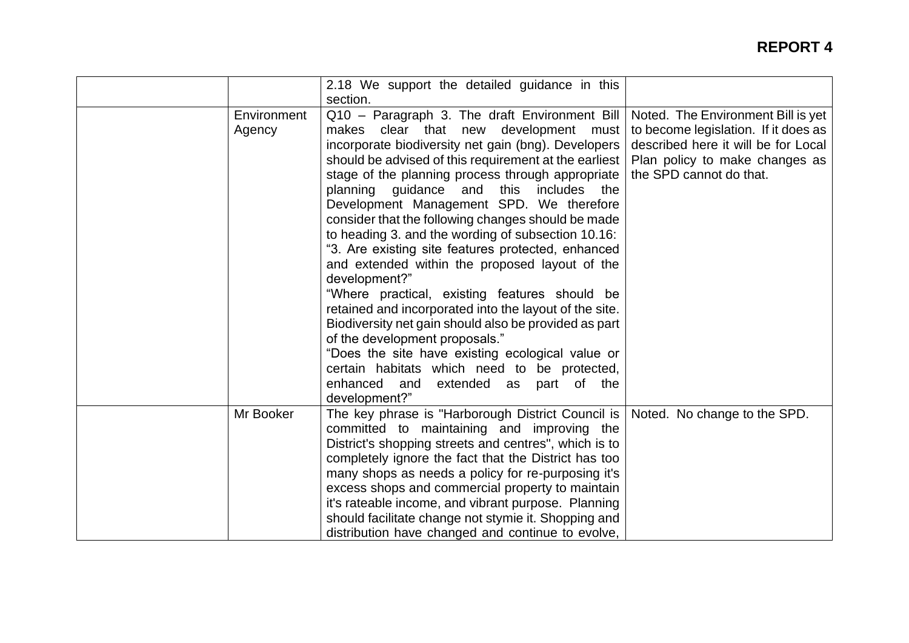**REPORT 4**

| | | | |
|---|---|---|---|
| | | 2.18 We support the detailed guidance in this section. | |
| | Environment Agency | Q10 – Paragraph 3. The draft Environment Bill makes clear that new development must incorporate biodiversity net gain (bng). Developers should be advised of this requirement at the earliest stage of the planning process through appropriate planning guidance and this includes the Development Management SPD. We therefore consider that the following changes should be made to heading 3. and the wording of subsection 10.16:<br>"3. Are existing site features protected, enhanced and extended within the proposed layout of the development?"<br>"Where practical, existing features should be retained and incorporated into the layout of the site. Biodiversity net gain should also be provided as part of the development proposals."<br>"Does the site have existing ecological value or certain habitats which need to be protected, enhanced and extended as part of the development?" | Noted. The Environment Bill is yet to become legislation. If it does as described here it will be for Local Plan policy to make changes as the SPD cannot do that. |
| | Mr Booker | The key phrase is "Harborough District Council is committed to maintaining and improving the District's shopping streets and centres", which is to completely ignore the fact that the District has too many shops as needs a policy for re-purposing it's excess shops and commercial property to maintain it's rateable income, and vibrant purpose. Planning should facilitate change not stymie it. Shopping and distribution have changed and continue to evolve, | Noted. No change to the SPD. |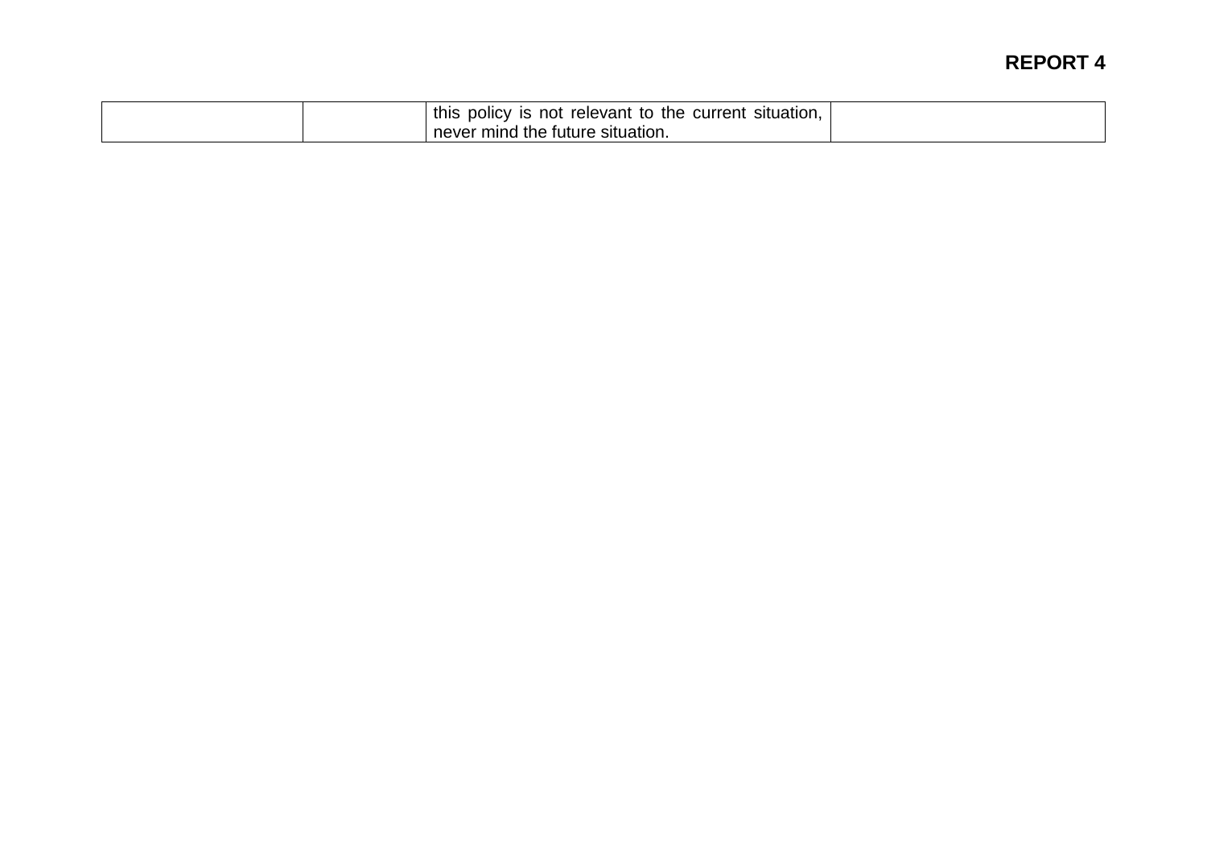| | | | |
|---|---|---|---|
| | | this policy is not relevant to the current situation, never mind the future situation. | |